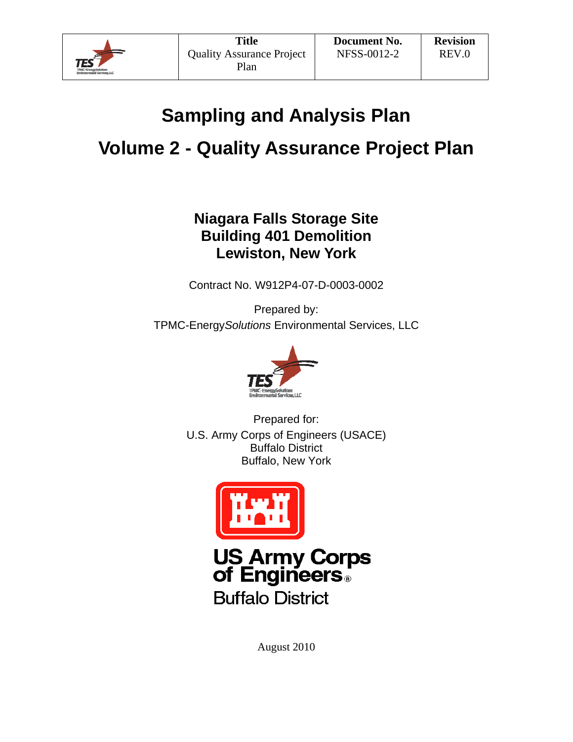| Title | Document No. | Revision |
|---|---|---|
| Quality Assurance Project Plan | NFSS-0012-2 | REV.0 |

# Sampling and Analysis Plan

# Volume 2 - Quality Assurance Project Plan

## Niagara Falls Storage Site
## Building 401 Demolition
## Lewiston, New York

Contract No. W912P4-07-D-0003-0002

Prepared by:
TPMC-Energy*Solutions* Environmental Services, LLC

Prepared for:
U.S. Army Corps of Engineers (USACE)
Buffalo District
Buffalo, New York

August 2010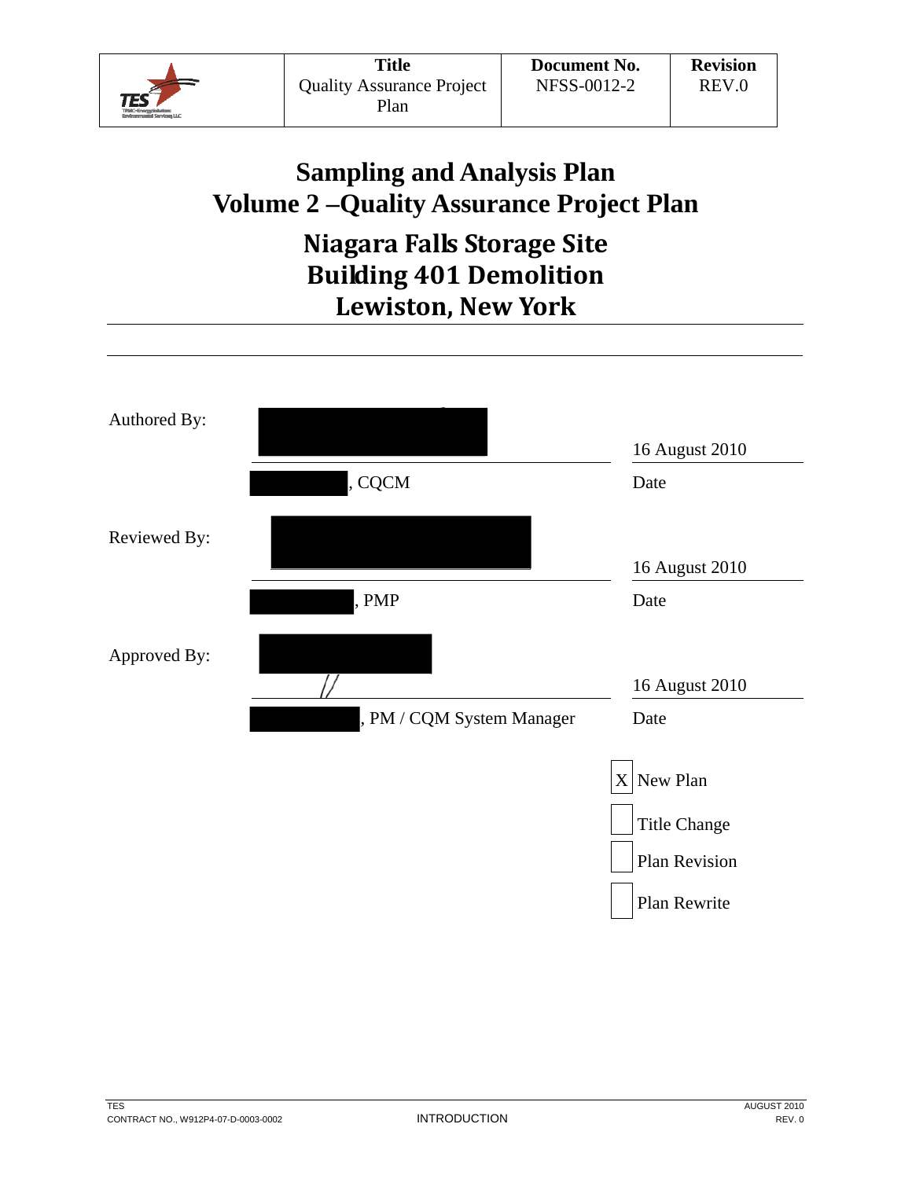| Title | Document No. | Revision |
|---|---|---|
| Quality Assurance Project Plan | NFSS-0012-2 | REV.0 |

# Sampling and Analysis Plan
# Volume 2 –Quality Assurance Project Plan

## Niagara Falls Storage Site
## Building 401 Demolition
## Lewiston, New York

---

| | | |
|---|---|---|
| Authored By: | | 16 August 2010 |
| | , CQCM | Date |
| Reviewed By: | | 16 August 2010 |
| | , PMP | Date |
| Approved By: | | 16 August 2010 |
| | , PM / CQM System Manager | Date |

- [X] New Plan
- [ ] Title Change
- [ ] Plan Revision
- [ ] Plan Rewrite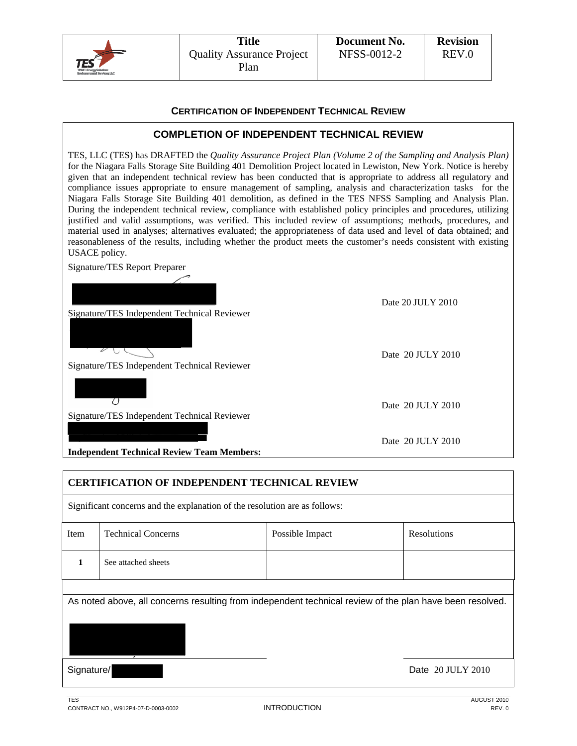| Title | Document No. | Revision |
|---|---|---|
| Quality Assurance Project Plan | NFSS-0012-2 | REV.0 |

## CERTIFICATION OF INDEPENDENT TECHNICAL REVIEW

### COMPLETION OF INDEPENDENT TECHNICAL REVIEW

TES, LLC (TES) has DRAFTED the *Quality Assurance Project Plan (Volume 2 of the Sampling and Analysis Plan)* for the Niagara Falls Storage Site Building 401 Demolition Project located in Lewiston, New York. Notice is hereby given that an independent technical review has been conducted that is appropriate to address all regulatory and compliance issues appropriate to ensure management of sampling, analysis and characterization tasks for the Niagara Falls Storage Site Building 401 demolition, as defined in the TES NFSS Sampling and Analysis Plan. During the independent technical review, compliance with established policy principles and procedures, utilizing justified and valid assumptions, was verified. This included review of assumptions; methods, procedures, and material used in analyses; alternatives evaluated; the appropriateness of data used and level of data obtained; and reasonableness of the results, including whether the product meets the customer's needs consistent with existing USACE policy.

Signature/TES Report Preparer

Date 20 JULY 2010

Signature/TES Independent Technical Reviewer

Date 20 JULY 2010

Signature/TES Independent Technical Reviewer

Date 20 JULY 2010

Signature/TES Independent Technical Reviewer

Date 20 JULY 2010

**Independent Technical Review Team Members:**

### CERTIFICATION OF INDEPENDENT TECHNICAL REVIEW

Significant concerns and the explanation of the resolution are as follows:

| Item | Technical Concerns | Possible Impact | Resolutions |
|---|---|---|---|
| **1** | See attached sheets | | |

As noted above, all concerns resulting from independent technical review of the plan have been resolved.

Signature/

Date 20 JULY 2010

TES
CONTRACT NO., W912P4-07-D-0003-0002 INTRODUCTION AUGUST 2010 REV. 0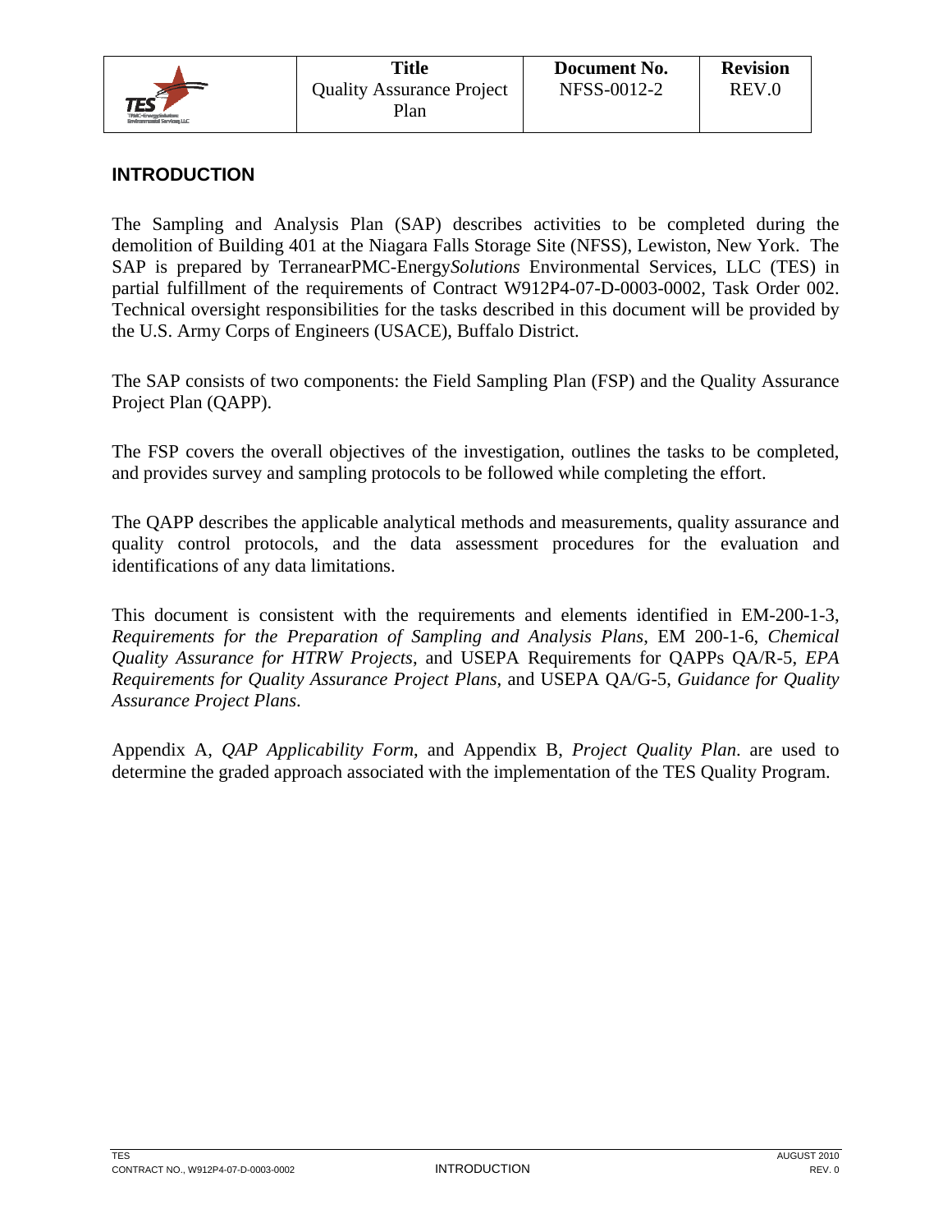## INTRODUCTION

The Sampling and Analysis Plan (SAP) describes activities to be completed during the demolition of Building 401 at the Niagara Falls Storage Site (NFSS), Lewiston, New York. The SAP is prepared by TerranearPMC-Energy*Solutions* Environmental Services, LLC (TES) in partial fulfillment of the requirements of Contract W912P4-07-D-0003-0002, Task Order 002. Technical oversight responsibilities for the tasks described in this document will be provided by the U.S. Army Corps of Engineers (USACE), Buffalo District.

The SAP consists of two components: the Field Sampling Plan (FSP) and the Quality Assurance Project Plan (QAPP).

The FSP covers the overall objectives of the investigation, outlines the tasks to be completed, and provides survey and sampling protocols to be followed while completing the effort.

The QAPP describes the applicable analytical methods and measurements, quality assurance and quality control protocols, and the data assessment procedures for the evaluation and identifications of any data limitations.

This document is consistent with the requirements and elements identified in EM-200-1-3, *Requirements for the Preparation of Sampling and Analysis Plans*, EM 200-1-6, *Chemical Quality Assurance for HTRW Projects*, and USEPA Requirements for QAPPs QA/R-5, *EPA Requirements for Quality Assurance Project Plans*, and USEPA QA/G-5, *Guidance for Quality Assurance Project Plans*.

Appendix A, *QAP Applicability Form*, and Appendix B, *Project Quality Plan*. are used to determine the graded approach associated with the implementation of the TES Quality Program.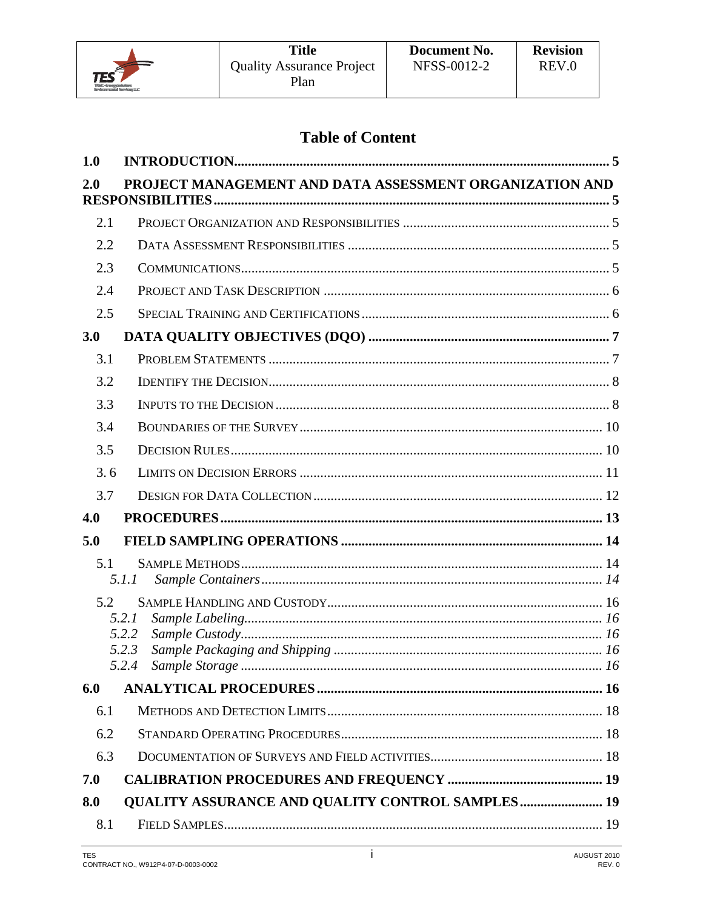# Table of Content

| | | |
|---|---|---|
| **1.0** | **INTRODUCTION** | **5** |
| **2.0** | **PROJECT MANAGEMENT AND DATA ASSESSMENT ORGANIZATION AND RESPONSIBILITIES** | **5** |
| 2.1 | PROJECT ORGANIZATION AND RESPONSIBILITIES | 5 |
| 2.2 | DATA ASSESSMENT RESPONSIBILITIES | 5 |
| 2.3 | COMMUNICATIONS | 5 |
| 2.4 | PROJECT AND TASK DESCRIPTION | 6 |
| 2.5 | SPECIAL TRAINING AND CERTIFICATIONS | 6 |
| **3.0** | **DATA QUALITY OBJECTIVES (DQO)** | **7** |
| 3.1 | PROBLEM STATEMENTS | 7 |
| 3.2 | IDENTIFY THE DECISION | 8 |
| 3.3 | INPUTS TO THE DECISION | 8 |
| 3.4 | BOUNDARIES OF THE SURVEY | 10 |
| 3.5 | DECISION RULES | 10 |
| 3. 6 | LIMITS ON DECISION ERRORS | 11 |
| 3.7 | DESIGN FOR DATA COLLECTION | 12 |
| **4.0** | **PROCEDURES** | **13** |
| **5.0** | **FIELD SAMPLING OPERATIONS** | **14** |
| 5.1 | SAMPLE METHODS | 14 |
| *5.1.1* | *Sample Containers* | *14* |
| 5.2 | SAMPLE HANDLING AND CUSTODY | 16 |
| *5.2.1* | *Sample Labeling* | *16* |
| *5.2.2* | *Sample Custody* | *16* |
| *5.2.3* | *Sample Packaging and Shipping* | *16* |
| *5.2.4* | *Sample Storage* | *16* |
| **6.0** | **ANALYTICAL PROCEDURES** | **16** |
| 6.1 | METHODS AND DETECTION LIMITS | 18 |
| 6.2 | STANDARD OPERATING PROCEDURES | 18 |
| 6.3 | DOCUMENTATION OF SURVEYS AND FIELD ACTIVITIES | 18 |
| **7.0** | **CALIBRATION PROCEDURES AND FREQUENCY** | **19** |
| **8.0** | **QUALITY ASSURANCE AND QUALITY CONTROL SAMPLES** | **19** |
| 8.1 | FIELD SAMPLES | 19 |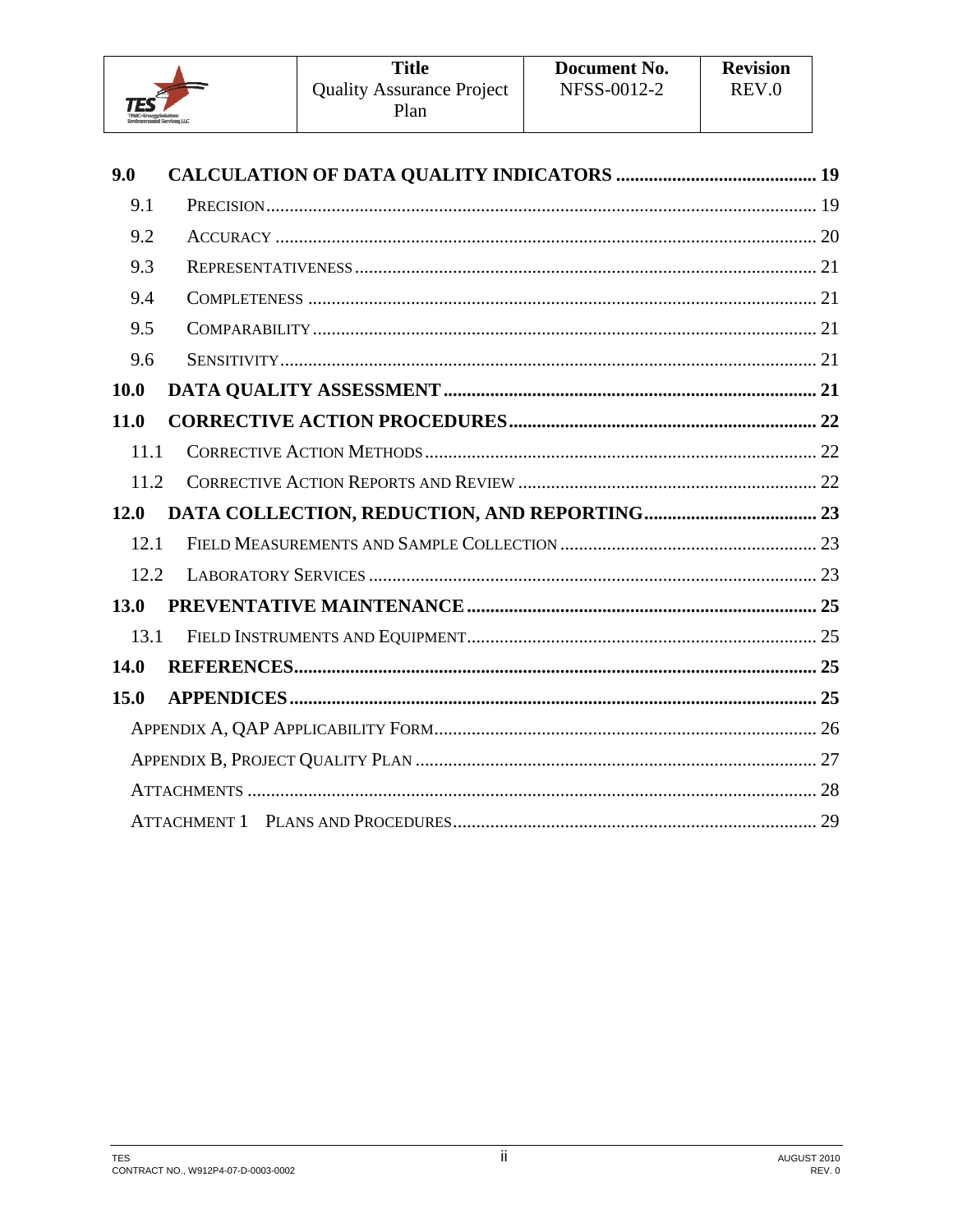| | | |
|---|---|---|
| **9.0** | **CALCULATION OF DATA QUALITY INDICATORS** | **19** |
| 9.1 | PRECISION | 19 |
| 9.2 | ACCURACY | 20 |
| 9.3 | REPRESENTATIVENESS | 21 |
| 9.4 | COMPLETENESS | 21 |
| 9.5 | COMPARABILITY | 21 |
| 9.6 | SENSITIVITY | 21 |
| **10.0** | **DATA QUALITY ASSESSMENT** | **21** |
| **11.0** | **CORRECTIVE ACTION PROCEDURES** | **22** |
| 11.1 | CORRECTIVE ACTION METHODS | 22 |
| 11.2 | CORRECTIVE ACTION REPORTS AND REVIEW | 22 |
| **12.0** | **DATA COLLECTION, REDUCTION, AND REPORTING** | **23** |
| 12.1 | FIELD MEASUREMENTS AND SAMPLE COLLECTION | 23 |
| 12.2 | LABORATORY SERVICES | 23 |
| **13.0** | **PREVENTATIVE MAINTENANCE** | **25** |
| 13.1 | FIELD INSTRUMENTS AND EQUIPMENT | 25 |
| **14.0** | **REFERENCES** | **25** |
| **15.0** | **APPENDICES** | **25** |
| | APPENDIX A, QAP APPLICABILITY FORM | 26 |
| | APPENDIX B, PROJECT QUALITY PLAN | 27 |
| | ATTACHMENTS | 28 |
| | ATTACHMENT 1 PLANS AND PROCEDURES | 29 |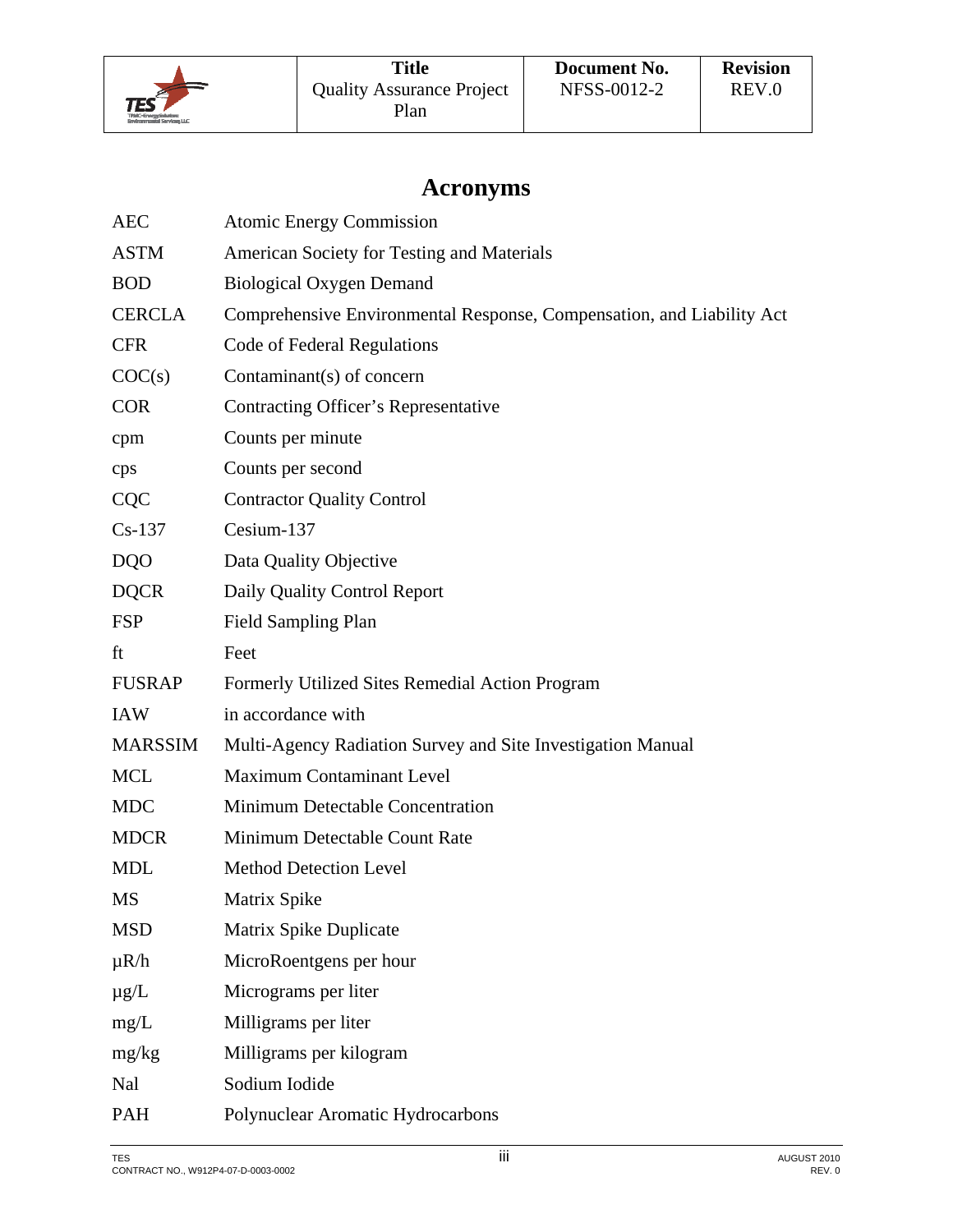# Acronyms

| | |
|---|---|
| AEC | Atomic Energy Commission |
| ASTM | American Society for Testing and Materials |
| BOD | Biological Oxygen Demand |
| CERCLA | Comprehensive Environmental Response, Compensation, and Liability Act |
| CFR | Code of Federal Regulations |
| COC(s) | Contaminant(s) of concern |
| COR | Contracting Officer's Representative |
| cpm | Counts per minute |
| cps | Counts per second |
| CQC | Contractor Quality Control |
| Cs-137 | Cesium-137 |
| DQO | Data Quality Objective |
| DQCR | Daily Quality Control Report |
| FSP | Field Sampling Plan |
| ft | Feet |
| FUSRAP | Formerly Utilized Sites Remedial Action Program |
| IAW | in accordance with |
| MARSSIM | Multi-Agency Radiation Survey and Site Investigation Manual |
| MCL | Maximum Contaminant Level |
| MDC | Minimum Detectable Concentration |
| MDCR | Minimum Detectable Count Rate |
| MDL | Method Detection Level |
| MS | Matrix Spike |
| MSD | Matrix Spike Duplicate |
| µR/h | MicroRoentgens per hour |
| µg/L | Micrograms per liter |
| mg/L | Milligrams per liter |
| mg/kg | Milligrams per kilogram |
| NaI | Sodium Iodide |
| PAH | Polynuclear Aromatic Hydrocarbons |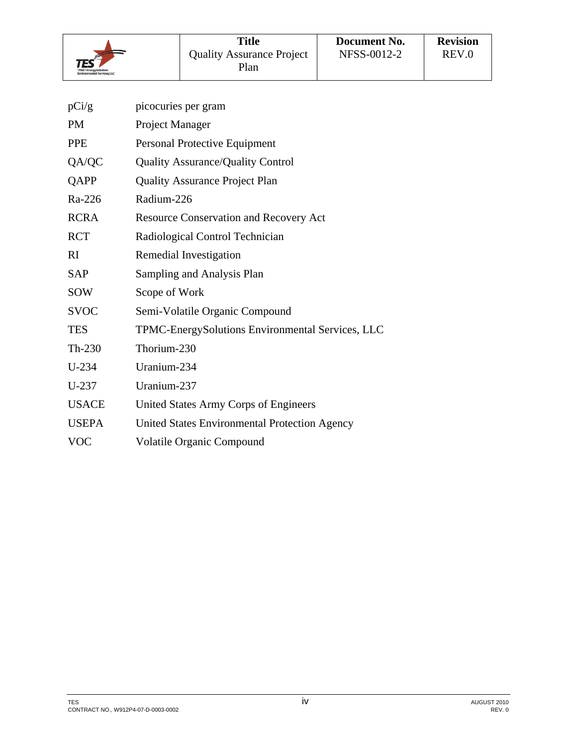| | |
|---|---|
| pCi/g | picocuries per gram |
| PM | Project Manager |
| PPE | Personal Protective Equipment |
| QA/QC | Quality Assurance/Quality Control |
| QAPP | Quality Assurance Project Plan |
| Ra-226 | Radium-226 |
| RCRA | Resource Conservation and Recovery Act |
| RCT | Radiological Control Technician |
| RI | Remedial Investigation |
| SAP | Sampling and Analysis Plan |
| SOW | Scope of Work |
| SVOC | Semi-Volatile Organic Compound |
| TES | TPMC-EnergySolutions Environmental Services, LLC |
| Th-230 | Thorium-230 |
| U-234 | Uranium-234 |
| U-237 | Uranium-237 |
| USACE | United States Army Corps of Engineers |
| USEPA | United States Environmental Protection Agency |
| VOC | Volatile Organic Compound |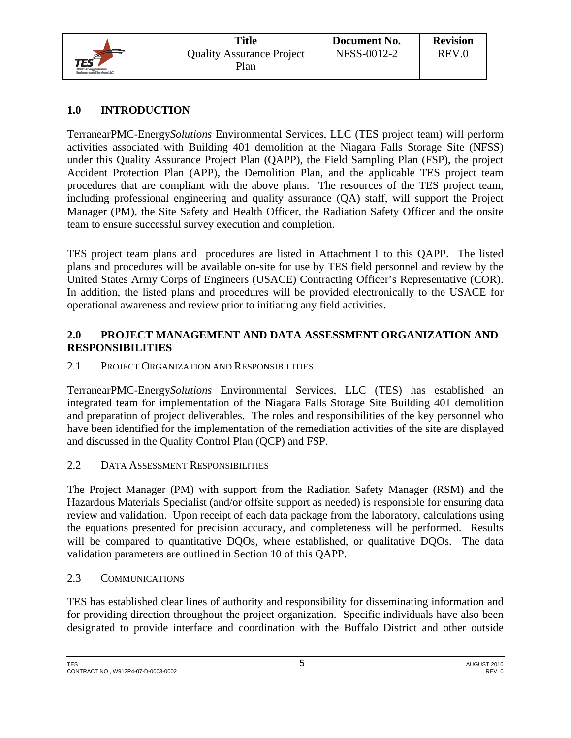## 1.0 INTRODUCTION

TerranearPMC-Energy*Solutions* Environmental Services, LLC (TES project team) will perform activities associated with Building 401 demolition at the Niagara Falls Storage Site (NFSS) under this Quality Assurance Project Plan (QAPP), the Field Sampling Plan (FSP), the project Accident Protection Plan (APP), the Demolition Plan, and the applicable TES project team procedures that are compliant with the above plans. The resources of the TES project team, including professional engineering and quality assurance (QA) staff, will support the Project Manager (PM), the Site Safety and Health Officer, the Radiation Safety Officer and the onsite team to ensure successful survey execution and completion.

TES project team plans and procedures are listed in Attachment 1 to this QAPP. The listed plans and procedures will be available on-site for use by TES field personnel and review by the United States Army Corps of Engineers (USACE) Contracting Officer's Representative (COR). In addition, the listed plans and procedures will be provided electronically to the USACE for operational awareness and review prior to initiating any field activities.

## 2.0 PROJECT MANAGEMENT AND DATA ASSESSMENT ORGANIZATION AND RESPONSIBILITIES

### 2.1 PROJECT ORGANIZATION AND RESPONSIBILITIES

TerranearPMC-Energy*Solutions* Environmental Services, LLC (TES) has established an integrated team for implementation of the Niagara Falls Storage Site Building 401 demolition and preparation of project deliverables. The roles and responsibilities of the key personnel who have been identified for the implementation of the remediation activities of the site are displayed and discussed in the Quality Control Plan (QCP) and FSP.

### 2.2 DATA ASSESSMENT RESPONSIBILITIES

The Project Manager (PM) with support from the Radiation Safety Manager (RSM) and the Hazardous Materials Specialist (and/or offsite support as needed) is responsible for ensuring data review and validation. Upon receipt of each data package from the laboratory, calculations using the equations presented for precision accuracy, and completeness will be performed. Results will be compared to quantitative DQOs, where established, or qualitative DQOs. The data validation parameters are outlined in Section 10 of this QAPP.

### 2.3 COMMUNICATIONS

TES has established clear lines of authority and responsibility for disseminating information and for providing direction throughout the project organization. Specific individuals have also been designated to provide interface and coordination with the Buffalo District and other outside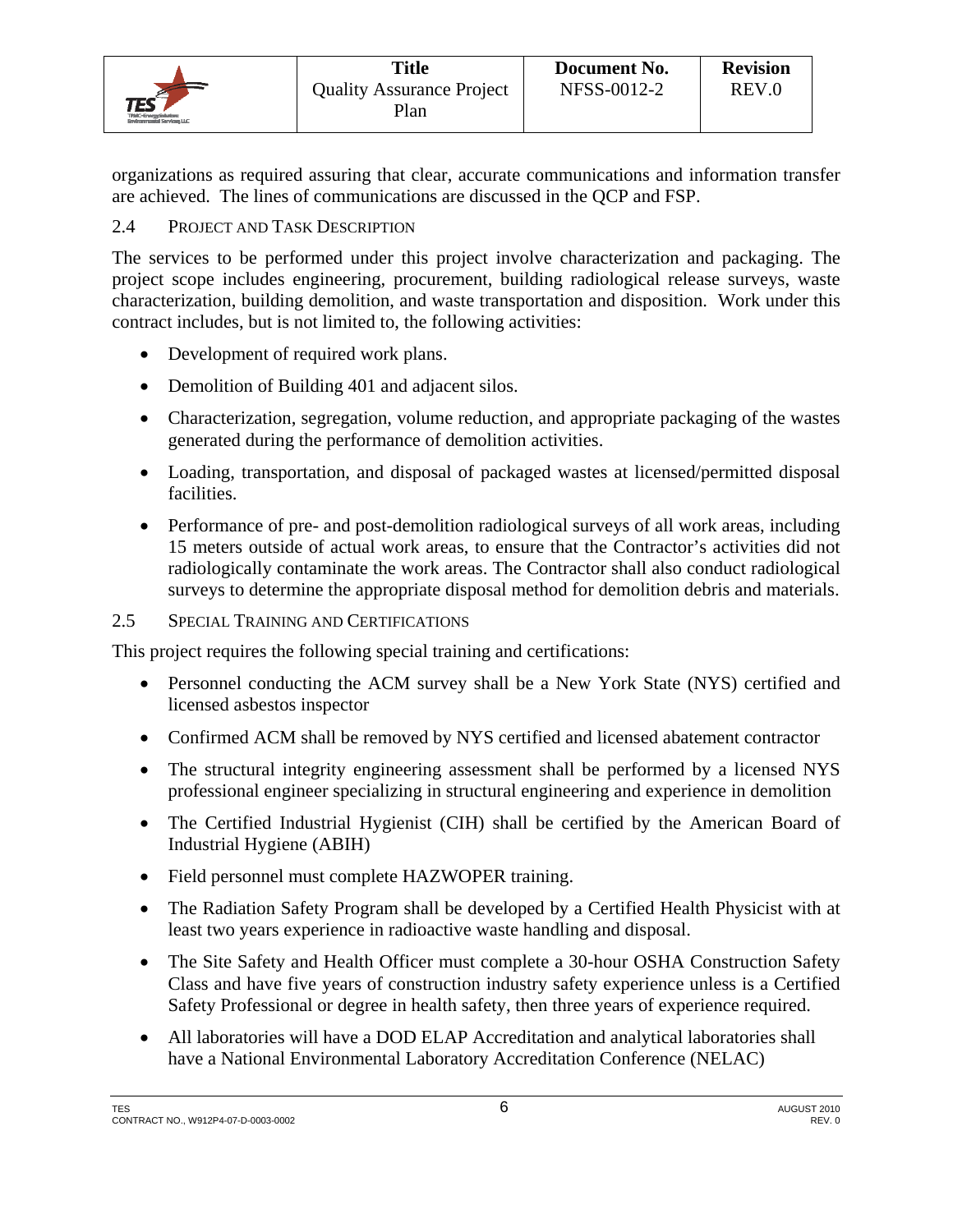organizations as required assuring that clear, accurate communications and information transfer are achieved. The lines of communications are discussed in the QCP and FSP.

### 2.4 Project and Task Description

The services to be performed under this project involve characterization and packaging. The project scope includes engineering, procurement, building radiological release surveys, waste characterization, building demolition, and waste transportation and disposition. Work under this contract includes, but is not limited to, the following activities:

- Development of required work plans.
- Demolition of Building 401 and adjacent silos.
- Characterization, segregation, volume reduction, and appropriate packaging of the wastes generated during the performance of demolition activities.
- Loading, transportation, and disposal of packaged wastes at licensed/permitted disposal facilities.
- Performance of pre- and post-demolition radiological surveys of all work areas, including 15 meters outside of actual work areas, to ensure that the Contractor's activities did not radiologically contaminate the work areas. The Contractor shall also conduct radiological surveys to determine the appropriate disposal method for demolition debris and materials.

### 2.5 Special Training and Certifications

This project requires the following special training and certifications:

- Personnel conducting the ACM survey shall be a New York State (NYS) certified and licensed asbestos inspector
- Confirmed ACM shall be removed by NYS certified and licensed abatement contractor
- The structural integrity engineering assessment shall be performed by a licensed NYS professional engineer specializing in structural engineering and experience in demolition
- The Certified Industrial Hygienist (CIH) shall be certified by the American Board of Industrial Hygiene (ABIH)
- Field personnel must complete HAZWOPER training.
- The Radiation Safety Program shall be developed by a Certified Health Physicist with at least two years experience in radioactive waste handling and disposal.
- The Site Safety and Health Officer must complete a 30-hour OSHA Construction Safety Class and have five years of construction industry safety experience unless is a Certified Safety Professional or degree in health safety, then three years of experience required.
- All laboratories will have a DOD ELAP Accreditation and analytical laboratories shall have a National Environmental Laboratory Accreditation Conference (NELAC)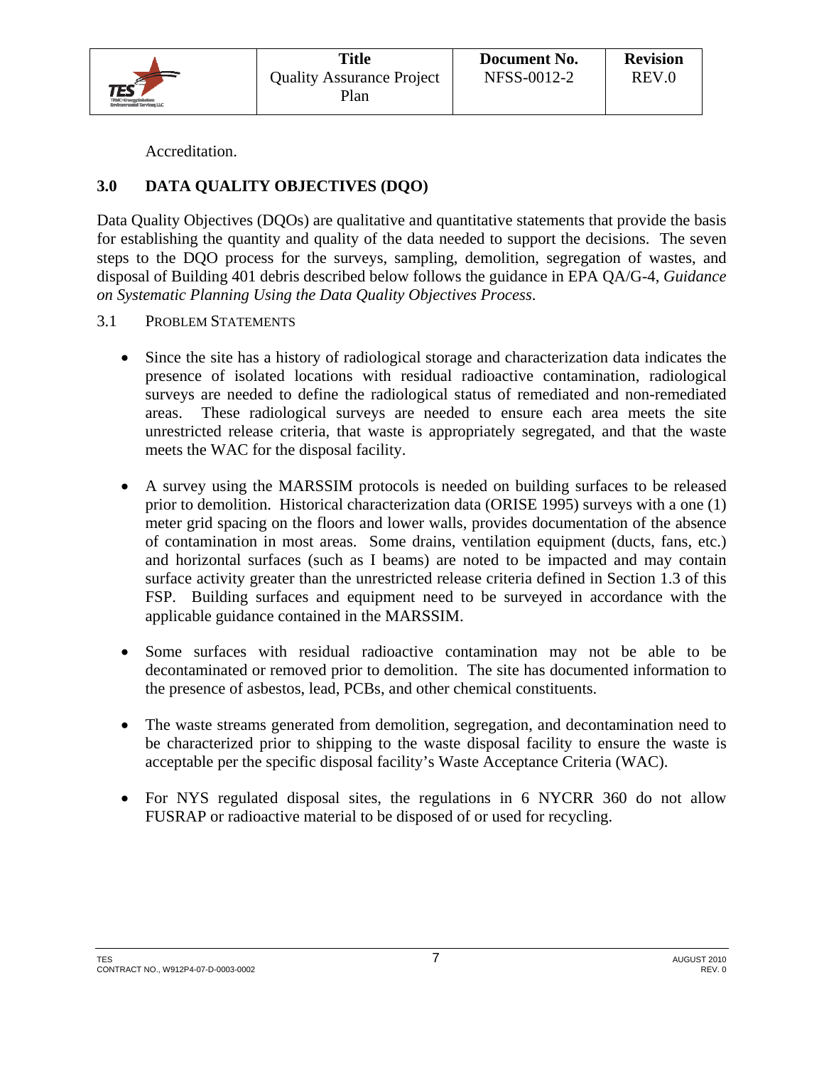Accreditation.

## 3.0 DATA QUALITY OBJECTIVES (DQO)

Data Quality Objectives (DQOs) are qualitative and quantitative statements that provide the basis for establishing the quantity and quality of the data needed to support the decisions. The seven steps to the DQO process for the surveys, sampling, demolition, segregation of wastes, and disposal of Building 401 debris described below follows the guidance in EPA QA/G-4, *Guidance on Systematic Planning Using the Data Quality Objectives Process*.

### 3.1 PROBLEM STATEMENTS

- Since the site has a history of radiological storage and characterization data indicates the presence of isolated locations with residual radioactive contamination, radiological surveys are needed to define the radiological status of remediated and non-remediated areas. These radiological surveys are needed to ensure each area meets the site unrestricted release criteria, that waste is appropriately segregated, and that the waste meets the WAC for the disposal facility.

- A survey using the MARSSIM protocols is needed on building surfaces to be released prior to demolition. Historical characterization data (ORISE 1995) surveys with a one (1) meter grid spacing on the floors and lower walls, provides documentation of the absence of contamination in most areas. Some drains, ventilation equipment (ducts, fans, etc.) and horizontal surfaces (such as I beams) are noted to be impacted and may contain surface activity greater than the unrestricted release criteria defined in Section 1.3 of this FSP. Building surfaces and equipment need to be surveyed in accordance with the applicable guidance contained in the MARSSIM.

- Some surfaces with residual radioactive contamination may not be able to be decontaminated or removed prior to demolition. The site has documented information to the presence of asbestos, lead, PCBs, and other chemical constituents.

- The waste streams generated from demolition, segregation, and decontamination need to be characterized prior to shipping to the waste disposal facility to ensure the waste is acceptable per the specific disposal facility's Waste Acceptance Criteria (WAC).

- For NYS regulated disposal sites, the regulations in 6 NYCRR 360 do not allow FUSRAP or radioactive material to be disposed of or used for recycling.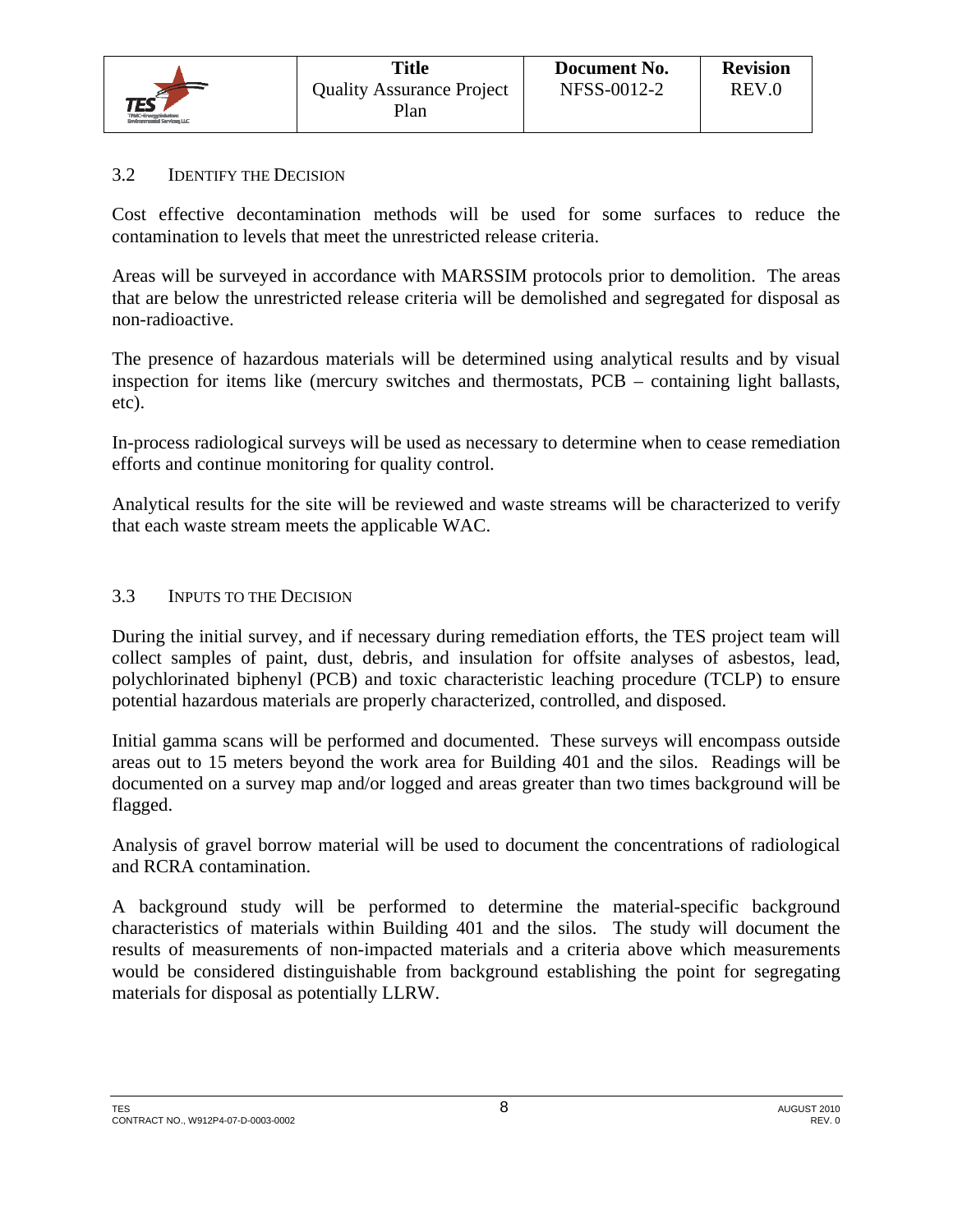### 3.2 IDENTIFY THE DECISION

Cost effective decontamination methods will be used for some surfaces to reduce the contamination to levels that meet the unrestricted release criteria.

Areas will be surveyed in accordance with MARSSIM protocols prior to demolition. The areas that are below the unrestricted release criteria will be demolished and segregated for disposal as non-radioactive.

The presence of hazardous materials will be determined using analytical results and by visual inspection for items like (mercury switches and thermostats, PCB – containing light ballasts, etc).

In-process radiological surveys will be used as necessary to determine when to cease remediation efforts and continue monitoring for quality control.

Analytical results for the site will be reviewed and waste streams will be characterized to verify that each waste stream meets the applicable WAC.

### 3.3 INPUTS TO THE DECISION

During the initial survey, and if necessary during remediation efforts, the TES project team will collect samples of paint, dust, debris, and insulation for offsite analyses of asbestos, lead, polychlorinated biphenyl (PCB) and toxic characteristic leaching procedure (TCLP) to ensure potential hazardous materials are properly characterized, controlled, and disposed.

Initial gamma scans will be performed and documented. These surveys will encompass outside areas out to 15 meters beyond the work area for Building 401 and the silos. Readings will be documented on a survey map and/or logged and areas greater than two times background will be flagged.

Analysis of gravel borrow material will be used to document the concentrations of radiological and RCRA contamination.

A background study will be performed to determine the material-specific background characteristics of materials within Building 401 and the silos. The study will document the results of measurements of non-impacted materials and a criteria above which measurements would be considered distinguishable from background establishing the point for segregating materials for disposal as potentially LLRW.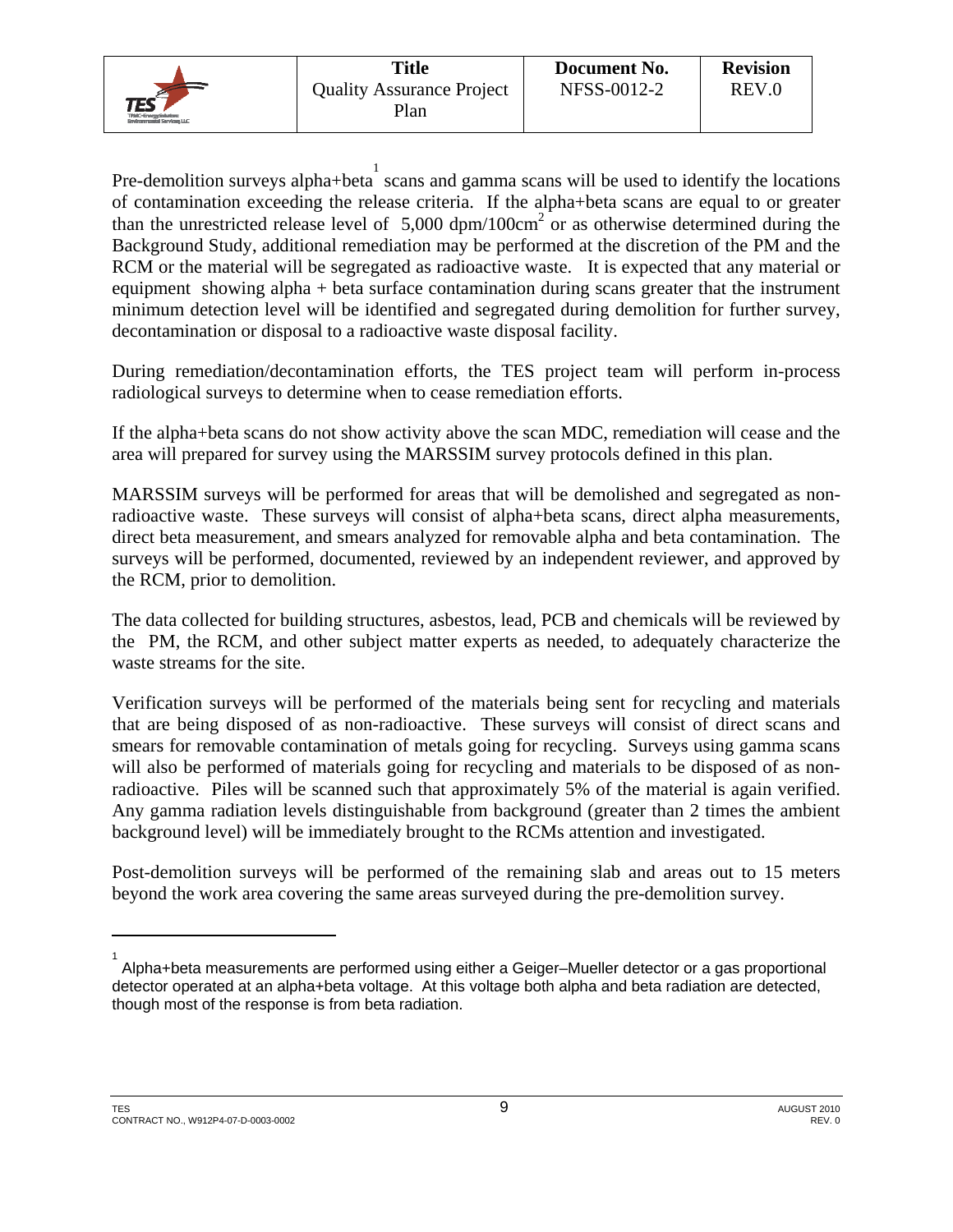Pre-demolition surveys alpha+beta[1] scans and gamma scans will be used to identify the locations of contamination exceeding the release criteria. If the alpha+beta scans are equal to or greater than the unrestricted release level of 5,000 dpm/100cm$^2$ or as otherwise determined during the Background Study, additional remediation may be performed at the discretion of the PM and the RCM or the material will be segregated as radioactive waste. It is expected that any material or equipment showing alpha + beta surface contamination during scans greater that the instrument minimum detection level will be identified and segregated during demolition for further survey, decontamination or disposal to a radioactive waste disposal facility.

During remediation/decontamination efforts, the TES project team will perform in-process radiological surveys to determine when to cease remediation efforts.

If the alpha+beta scans do not show activity above the scan MDC, remediation will cease and the area will prepared for survey using the MARSSIM survey protocols defined in this plan.

MARSSIM surveys will be performed for areas that will be demolished and segregated as non-radioactive waste. These surveys will consist of alpha+beta scans, direct alpha measurements, direct beta measurement, and smears analyzed for removable alpha and beta contamination. The surveys will be performed, documented, reviewed by an independent reviewer, and approved by the RCM, prior to demolition.

The data collected for building structures, asbestos, lead, PCB and chemicals will be reviewed by the PM, the RCM, and other subject matter experts as needed, to adequately characterize the waste streams for the site.

Verification surveys will be performed of the materials being sent for recycling and materials that are being disposed of as non-radioactive. These surveys will consist of direct scans and smears for removable contamination of metals going for recycling. Surveys using gamma scans will also be performed of materials going for recycling and materials to be disposed of as non-radioactive. Piles will be scanned such that approximately 5% of the material is again verified. Any gamma radiation levels distinguishable from background (greater than 2 times the ambient background level) will be immediately brought to the RCMs attention and investigated.

Post-demolition surveys will be performed of the remaining slab and areas out to 15 meters beyond the work area covering the same areas surveyed during the pre-demolition survey.

---

[1] Alpha+beta measurements are performed using either a Geiger–Mueller detector or a gas proportional detector operated at an alpha+beta voltage. At this voltage both alpha and beta radiation are detected, though most of the response is from beta radiation.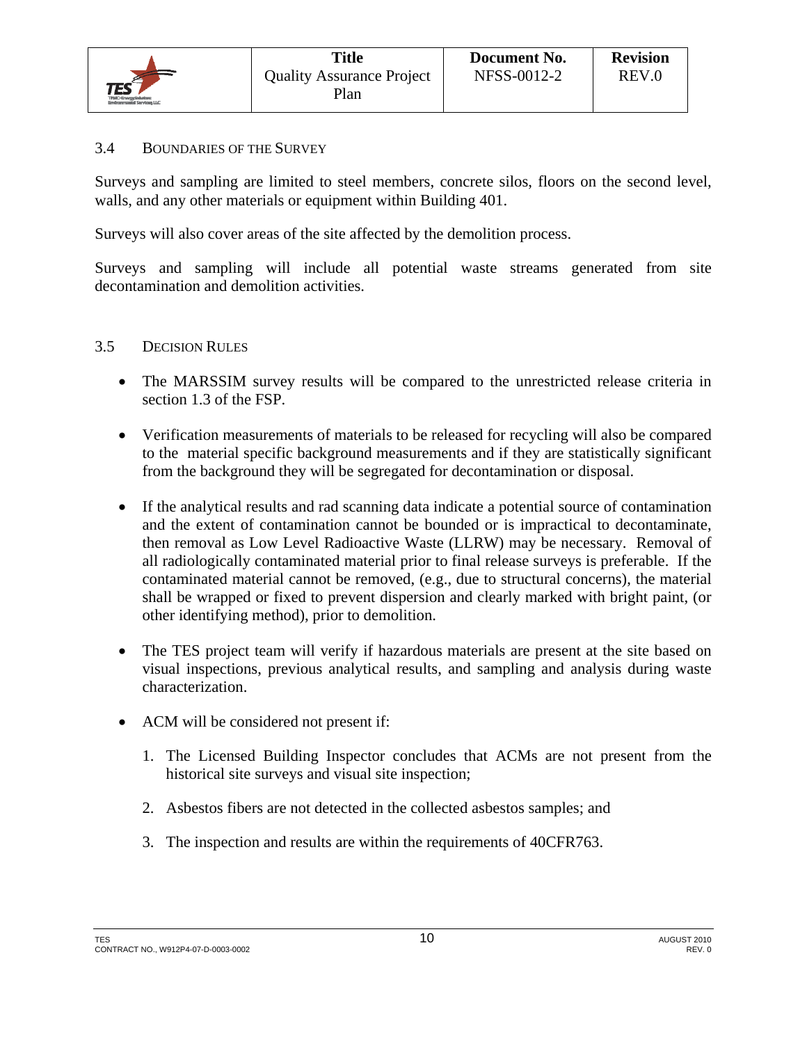### 3.4 BOUNDARIES OF THE SURVEY

Surveys and sampling are limited to steel members, concrete silos, floors on the second level, walls, and any other materials or equipment within Building 401.

Surveys will also cover areas of the site affected by the demolition process.

Surveys and sampling will include all potential waste streams generated from site decontamination and demolition activities.

### 3.5 DECISION RULES

- The MARSSIM survey results will be compared to the unrestricted release criteria in section 1.3 of the FSP.
- Verification measurements of materials to be released for recycling will also be compared to the material specific background measurements and if they are statistically significant from the background they will be segregated for decontamination or disposal.
- If the analytical results and rad scanning data indicate a potential source of contamination and the extent of contamination cannot be bounded or is impractical to decontaminate, then removal as Low Level Radioactive Waste (LLRW) may be necessary. Removal of all radiologically contaminated material prior to final release surveys is preferable. If the contaminated material cannot be removed, (e.g., due to structural concerns), the material shall be wrapped or fixed to prevent dispersion and clearly marked with bright paint, (or other identifying method), prior to demolition.
- The TES project team will verify if hazardous materials are present at the site based on visual inspections, previous analytical results, and sampling and analysis during waste characterization.
- ACM will be considered not present if:
  1. The Licensed Building Inspector concludes that ACMs are not present from the historical site surveys and visual site inspection;
  2. Asbestos fibers are not detected in the collected asbestos samples; and
  3. The inspection and results are within the requirements of 40CFR763.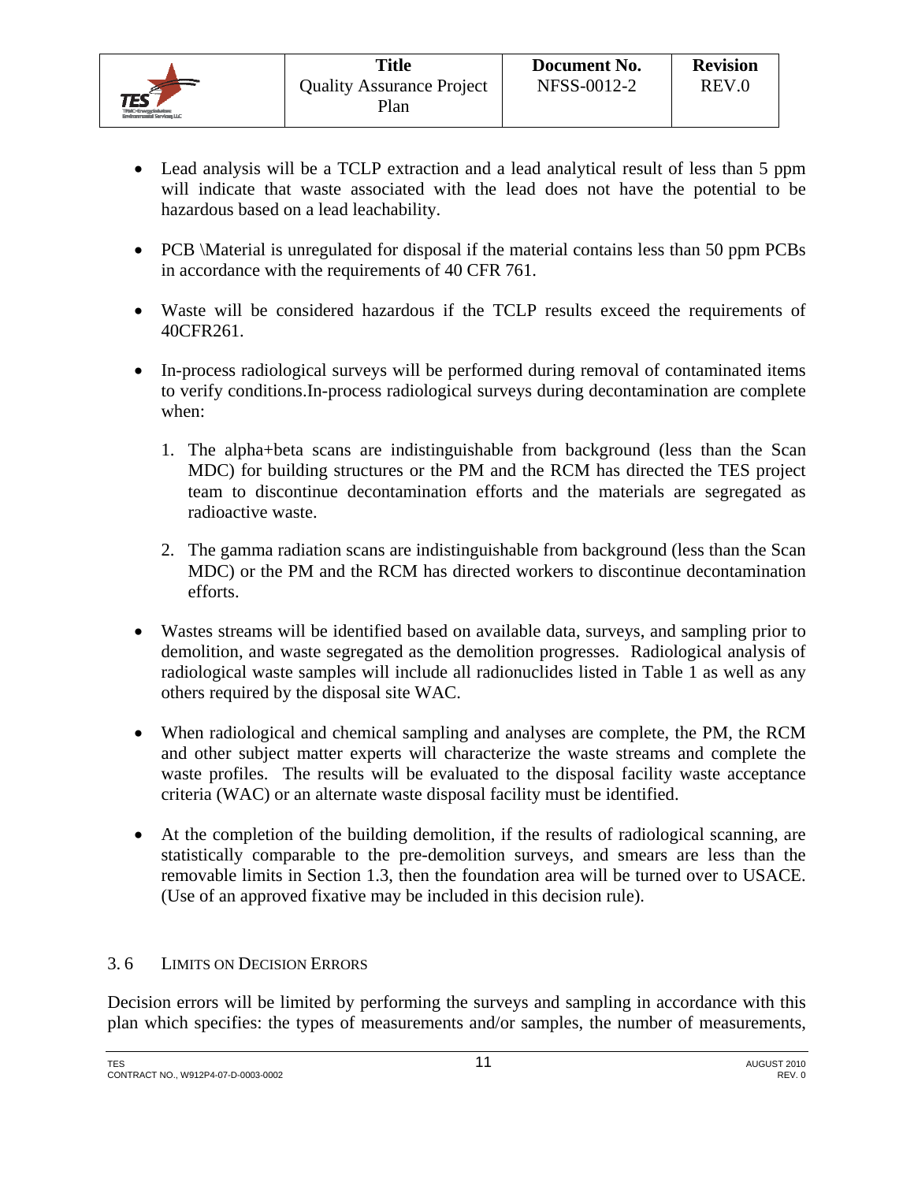- Lead analysis will be a TCLP extraction and a lead analytical result of less than 5 ppm will indicate that waste associated with the lead does not have the potential to be hazardous based on a lead leachability.

- PCB \Material is unregulated for disposal if the material contains less than 50 ppm PCBs in accordance with the requirements of 40 CFR 761.

- Waste will be considered hazardous if the TCLP results exceed the requirements of 40CFR261.

- In-process radiological surveys will be performed during removal of contaminated items to verify conditions.In-process radiological surveys during decontamination are complete when:

  1. The alpha+beta scans are indistinguishable from background (less than the Scan MDC) for building structures or the PM and the RCM has directed the TES project team to discontinue decontamination efforts and the materials are segregated as radioactive waste.

  2. The gamma radiation scans are indistinguishable from background (less than the Scan MDC) or the PM and the RCM has directed workers to discontinue decontamination efforts.

- Wastes streams will be identified based on available data, surveys, and sampling prior to demolition, and waste segregated as the demolition progresses. Radiological analysis of radiological waste samples will include all radionuclides listed in Table 1 as well as any others required by the disposal site WAC.

- When radiological and chemical sampling and analyses are complete, the PM, the RCM and other subject matter experts will characterize the waste streams and complete the waste profiles. The results will be evaluated to the disposal facility waste acceptance criteria (WAC) or an alternate waste disposal facility must be identified.

- At the completion of the building demolition, if the results of radiological scanning, are statistically comparable to the pre-demolition surveys, and smears are less than the removable limits in Section 1.3, then the foundation area will be turned over to USACE. (Use of an approved fixative may be included in this decision rule).

## 3. 6 LIMITS ON DECISION ERRORS

Decision errors will be limited by performing the surveys and sampling in accordance with this plan which specifies: the types of measurements and/or samples, the number of measurements,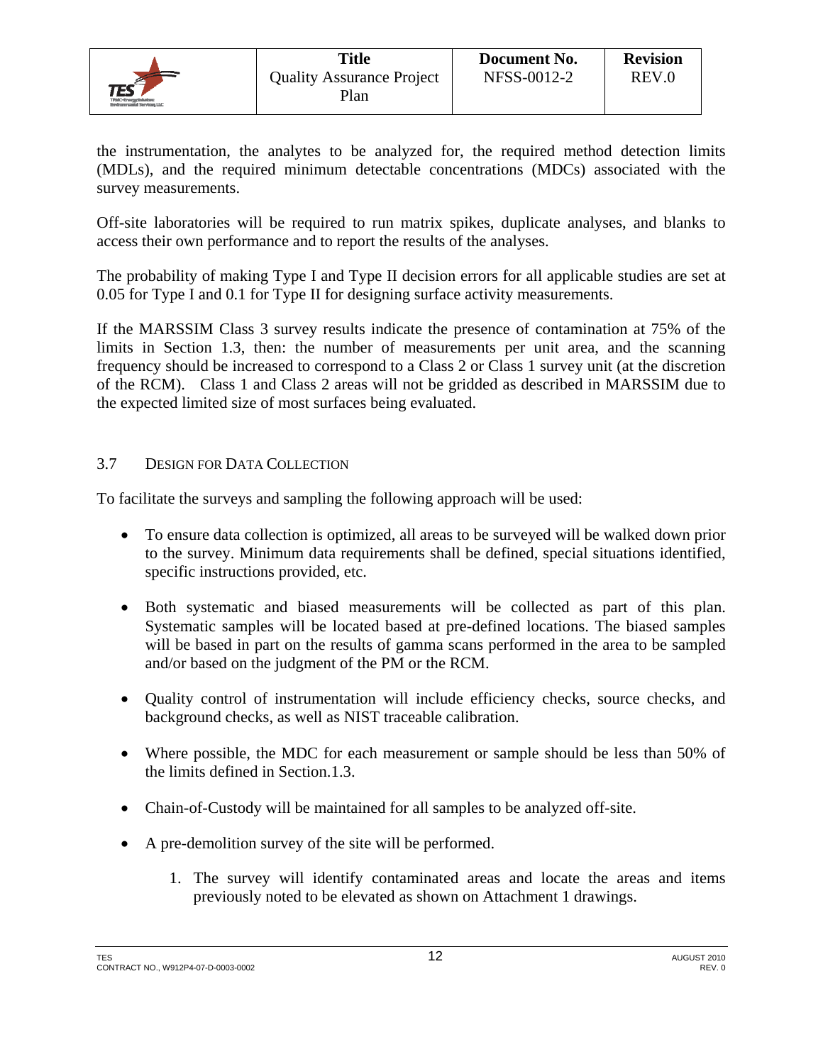the instrumentation, the analytes to be analyzed for, the required method detection limits (MDLs), and the required minimum detectable concentrations (MDCs) associated with the survey measurements.

Off-site laboratories will be required to run matrix spikes, duplicate analyses, and blanks to access their own performance and to report the results of the analyses.

The probability of making Type I and Type II decision errors for all applicable studies are set at 0.05 for Type I and 0.1 for Type II for designing surface activity measurements.

If the MARSSIM Class 3 survey results indicate the presence of contamination at 75% of the limits in Section 1.3, then: the number of measurements per unit area, and the scanning frequency should be increased to correspond to a Class 2 or Class 1 survey unit (at the discretion of the RCM). Class 1 and Class 2 areas will not be gridded as described in MARSSIM due to the expected limited size of most surfaces being evaluated.

## 3.7 DESIGN FOR DATA COLLECTION

To facilitate the surveys and sampling the following approach will be used:

- To ensure data collection is optimized, all areas to be surveyed will be walked down prior to the survey. Minimum data requirements shall be defined, special situations identified, specific instructions provided, etc.
- Both systematic and biased measurements will be collected as part of this plan. Systematic samples will be located based at pre-defined locations. The biased samples will be based in part on the results of gamma scans performed in the area to be sampled and/or based on the judgment of the PM or the RCM.
- Quality control of instrumentation will include efficiency checks, source checks, and background checks, as well as NIST traceable calibration.
- Where possible, the MDC for each measurement or sample should be less than 50% of the limits defined in Section.1.3.
- Chain-of-Custody will be maintained for all samples to be analyzed off-site.
- A pre-demolition survey of the site will be performed.
    1. The survey will identify contaminated areas and locate the areas and items previously noted to be elevated as shown on Attachment 1 drawings.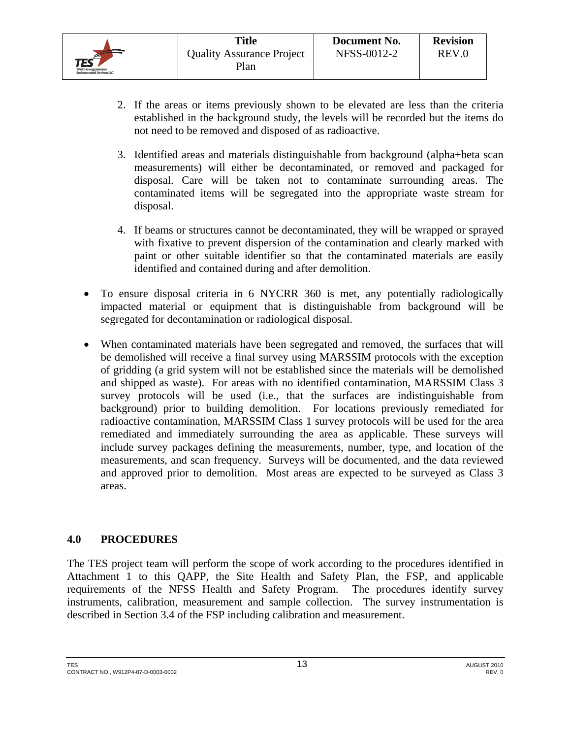2. If the areas or items previously shown to be elevated are less than the criteria established in the background study, the levels will be recorded but the items do not need to be removed and disposed of as radioactive.

3. Identified areas and materials distinguishable from background (alpha+beta scan measurements) will either be decontaminated, or removed and packaged for disposal. Care will be taken not to contaminate surrounding areas. The contaminated items will be segregated into the appropriate waste stream for disposal.

4. If beams or structures cannot be decontaminated, they will be wrapped or sprayed with fixative to prevent dispersion of the contamination and clearly marked with paint or other suitable identifier so that the contaminated materials are easily identified and contained during and after demolition.

- To ensure disposal criteria in 6 NYCRR 360 is met, any potentially radiologically impacted material or equipment that is distinguishable from background will be segregated for decontamination or radiological disposal.

- When contaminated materials have been segregated and removed, the surfaces that will be demolished will receive a final survey using MARSSIM protocols with the exception of gridding (a grid system will not be established since the materials will be demolished and shipped as waste). For areas with no identified contamination, MARSSIM Class 3 survey protocols will be used (i.e., that the surfaces are indistinguishable from background) prior to building demolition. For locations previously remediated for radioactive contamination, MARSSIM Class 1 survey protocols will be used for the area remediated and immediately surrounding the area as applicable. These surveys will include survey packages defining the measurements, number, type, and location of the measurements, and scan frequency. Surveys will be documented, and the data reviewed and approved prior to demolition. Most areas are expected to be surveyed as Class 3 areas.

## 4.0 PROCEDURES

The TES project team will perform the scope of work according to the procedures identified in Attachment 1 to this QAPP, the Site Health and Safety Plan, the FSP, and applicable requirements of the NFSS Health and Safety Program. The procedures identify survey instruments, calibration, measurement and sample collection. The survey instrumentation is described in Section 3.4 of the FSP including calibration and measurement.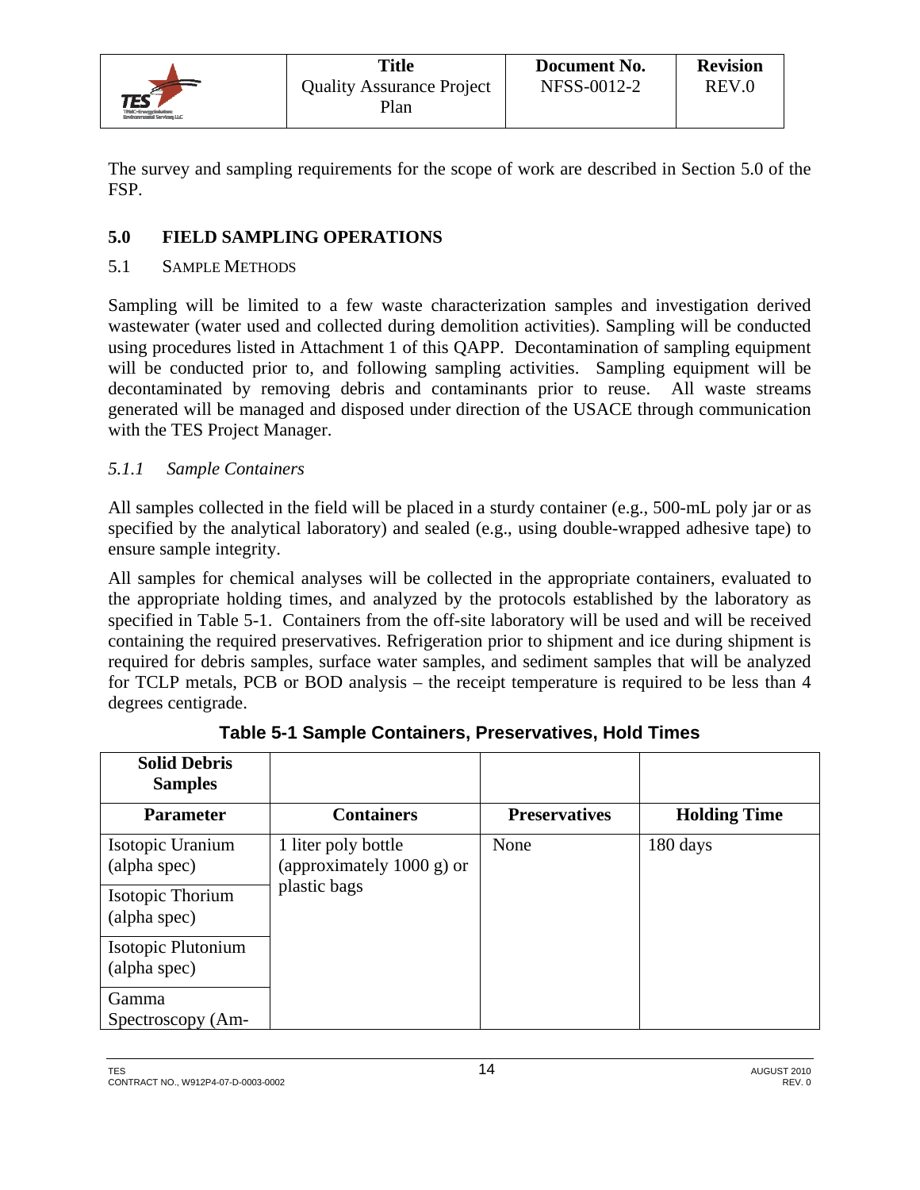The survey and sampling requirements for the scope of work are described in Section 5.0 of the FSP.

## 5.0 FIELD SAMPLING OPERATIONS

### 5.1 Sample Methods

Sampling will be limited to a few waste characterization samples and investigation derived wastewater (water used and collected during demolition activities). Sampling will be conducted using procedures listed in Attachment 1 of this QAPP. Decontamination of sampling equipment will be conducted prior to, and following sampling activities. Sampling equipment will be decontaminated by removing debris and contaminants prior to reuse. All waste streams generated will be managed and disposed under direction of the USACE through communication with the TES Project Manager.

#### *5.1.1 Sample Containers*

All samples collected in the field will be placed in a sturdy container (e.g., 500-mL poly jar or as specified by the analytical laboratory) and sealed (e.g., using double-wrapped adhesive tape) to ensure sample integrity.

All samples for chemical analyses will be collected in the appropriate containers, evaluated to the appropriate holding times, and analyzed by the protocols established by the laboratory as specified in Table 5-1. Containers from the off-site laboratory will be used and will be received containing the required preservatives. Refrigeration prior to shipment and ice during shipment is required for debris samples, surface water samples, and sediment samples that will be analyzed for TCLP metals, PCB or BOD analysis – the receipt temperature is required to be less than 4 degrees centigrade.

**Table 5-1 Sample Containers, Preservatives, Hold Times**

| **Solid Debris Samples** | | | |
|---|---|---|---|
| **Parameter** | **Containers** | **Preservatives** | **Holding Time** |
| Isotopic Uranium (alpha spec) | 1 liter poly bottle (approximately 1000 g) or plastic bags | None | 180 days |
| Isotopic Thorium (alpha spec) | | | |
| Isotopic Plutonium (alpha spec) | | | |
| Gamma Spectroscopy (Am- | | | |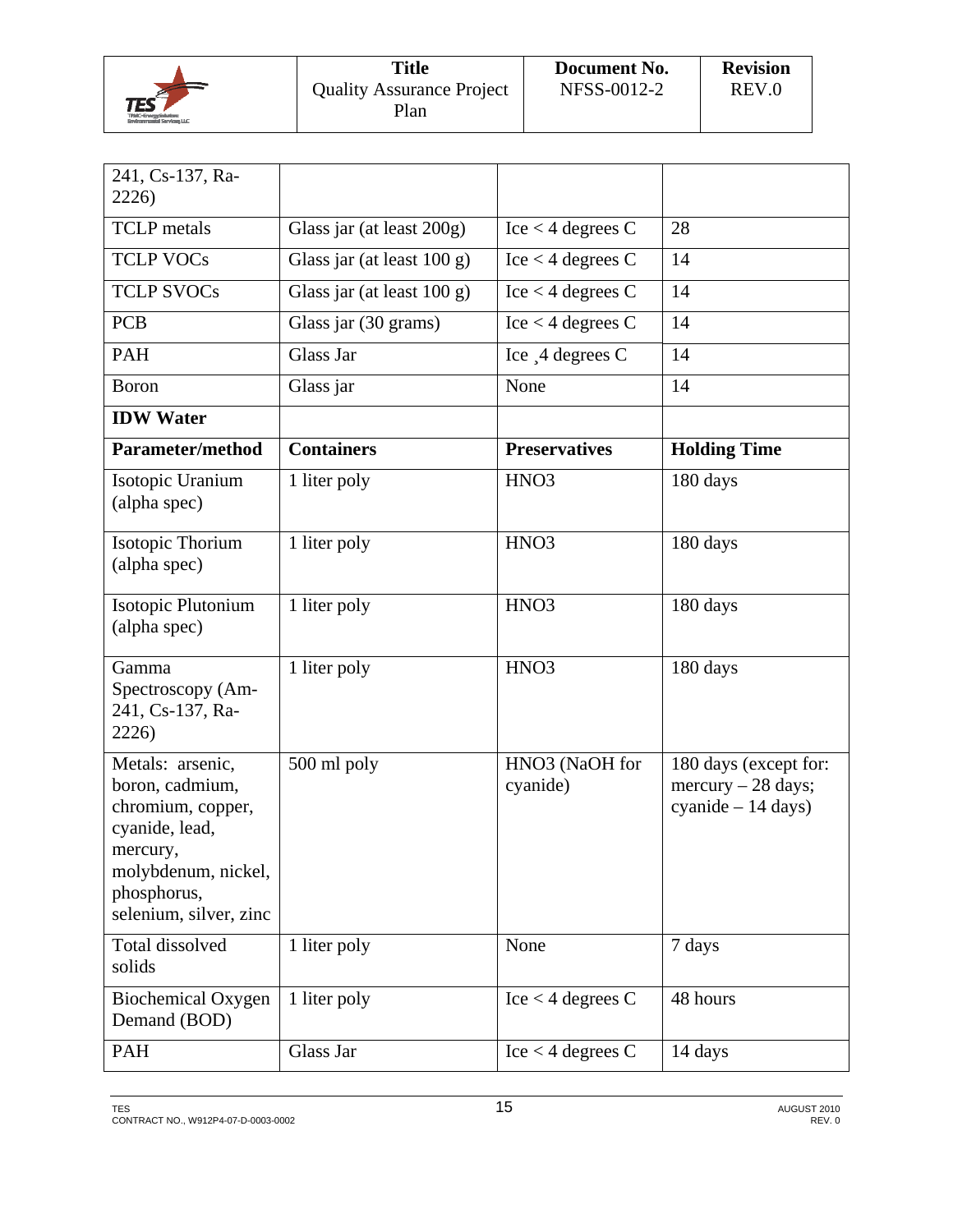| | | | |
|---|---|---|---|
| 241, Cs-137, Ra-2226) | | | |
| TCLP metals | Glass jar (at least 200g) | Ice < 4 degrees C | 28 |
| TCLP VOCs | Glass jar (at least 100 g) | Ice < 4 degrees C | 14 |
| TCLP SVOCs | Glass jar (at least 100 g) | Ice < 4 degrees C | 14 |
| PCB | Glass jar (30 grams) | Ice < 4 degrees C | 14 |
| PAH | Glass Jar | Ice ¸4 degrees C | 14 |
| Boron | Glass jar | None | 14 |
| **IDW Water** | | | |
| **Parameter/method** | **Containers** | **Preservatives** | **Holding Time** |
| Isotopic Uranium (alpha spec) | 1 liter poly | $HNO_3$ | 180 days |
| Isotopic Thorium (alpha spec) | 1 liter poly | $HNO_3$ | 180 days |
| Isotopic Plutonium (alpha spec) | 1 liter poly | $HNO_3$ | 180 days |
| Gamma Spectroscopy (Am-241, Cs-137, Ra-2226) | 1 liter poly | $HNO_3$ | 180 days |
| Metals: arsenic, boron, cadmium, chromium, copper, cyanide, lead, mercury, molybdenum, nickel, phosphorus, selenium, silver, zinc | 500 ml poly | $HNO_3$ (NaOH for cyanide) | 180 days (except for: mercury – 28 days; cyanide – 14 days) |
| Total dissolved solids | 1 liter poly | None | 7 days |
| Biochemical Oxygen Demand (BOD) | 1 liter poly | Ice < 4 degrees C | 48 hours |
| PAH | Glass Jar | Ice < 4 degrees C | 14 days |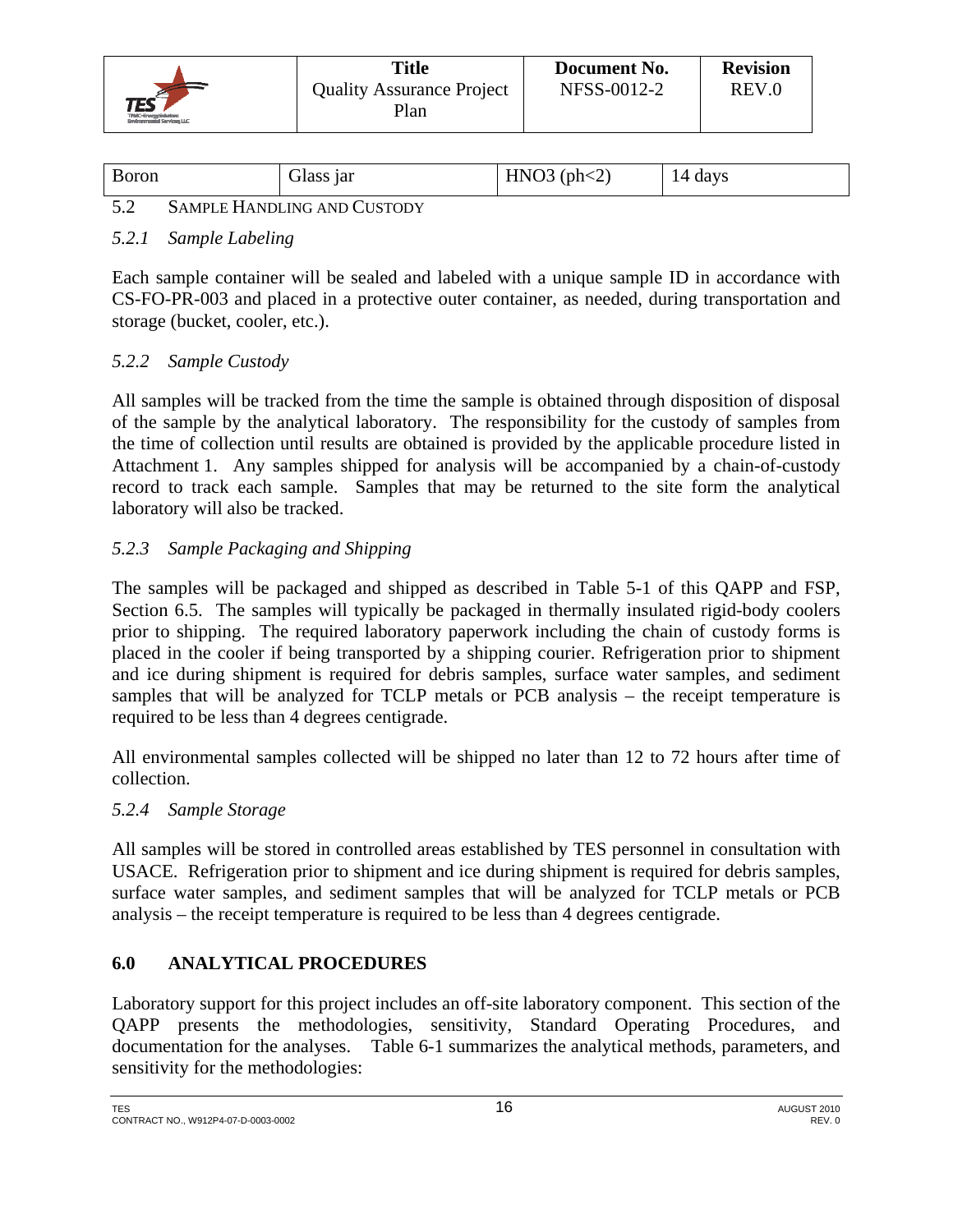| Boron | Glass jar | HNO3 (ph<2) | 14 days |
|---|---|---|---|

## 5.2 Sample Handling and Custody

### *5.2.1 Sample Labeling*

Each sample container will be sealed and labeled with a unique sample ID in accordance with CS-FO-PR-003 and placed in a protective outer container, as needed, during transportation and storage (bucket, cooler, etc.).

### *5.2.2 Sample Custody*

All samples will be tracked from the time the sample is obtained through disposition of disposal of the sample by the analytical laboratory. The responsibility for the custody of samples from the time of collection until results are obtained is provided by the applicable procedure listed in Attachment 1. Any samples shipped for analysis will be accompanied by a chain-of-custody record to track each sample. Samples that may be returned to the site form the analytical laboratory will also be tracked.

### *5.2.3 Sample Packaging and Shipping*

The samples will be packaged and shipped as described in Table 5-1 of this QAPP and FSP, Section 6.5. The samples will typically be packaged in thermally insulated rigid-body coolers prior to shipping. The required laboratory paperwork including the chain of custody forms is placed in the cooler if being transported by a shipping courier. Refrigeration prior to shipment and ice during shipment is required for debris samples, surface water samples, and sediment samples that will be analyzed for TCLP metals or PCB analysis – the receipt temperature is required to be less than 4 degrees centigrade.

All environmental samples collected will be shipped no later than 12 to 72 hours after time of collection.

### *5.2.4 Sample Storage*

All samples will be stored in controlled areas established by TES personnel in consultation with USACE. Refrigeration prior to shipment and ice during shipment is required for debris samples, surface water samples, and sediment samples that will be analyzed for TCLP metals or PCB analysis – the receipt temperature is required to be less than 4 degrees centigrade.

# 6.0 ANALYTICAL PROCEDURES

Laboratory support for this project includes an off-site laboratory component. This section of the QAPP presents the methodologies, sensitivity, Standard Operating Procedures, and documentation for the analyses. Table 6-1 summarizes the analytical methods, parameters, and sensitivity for the methodologies: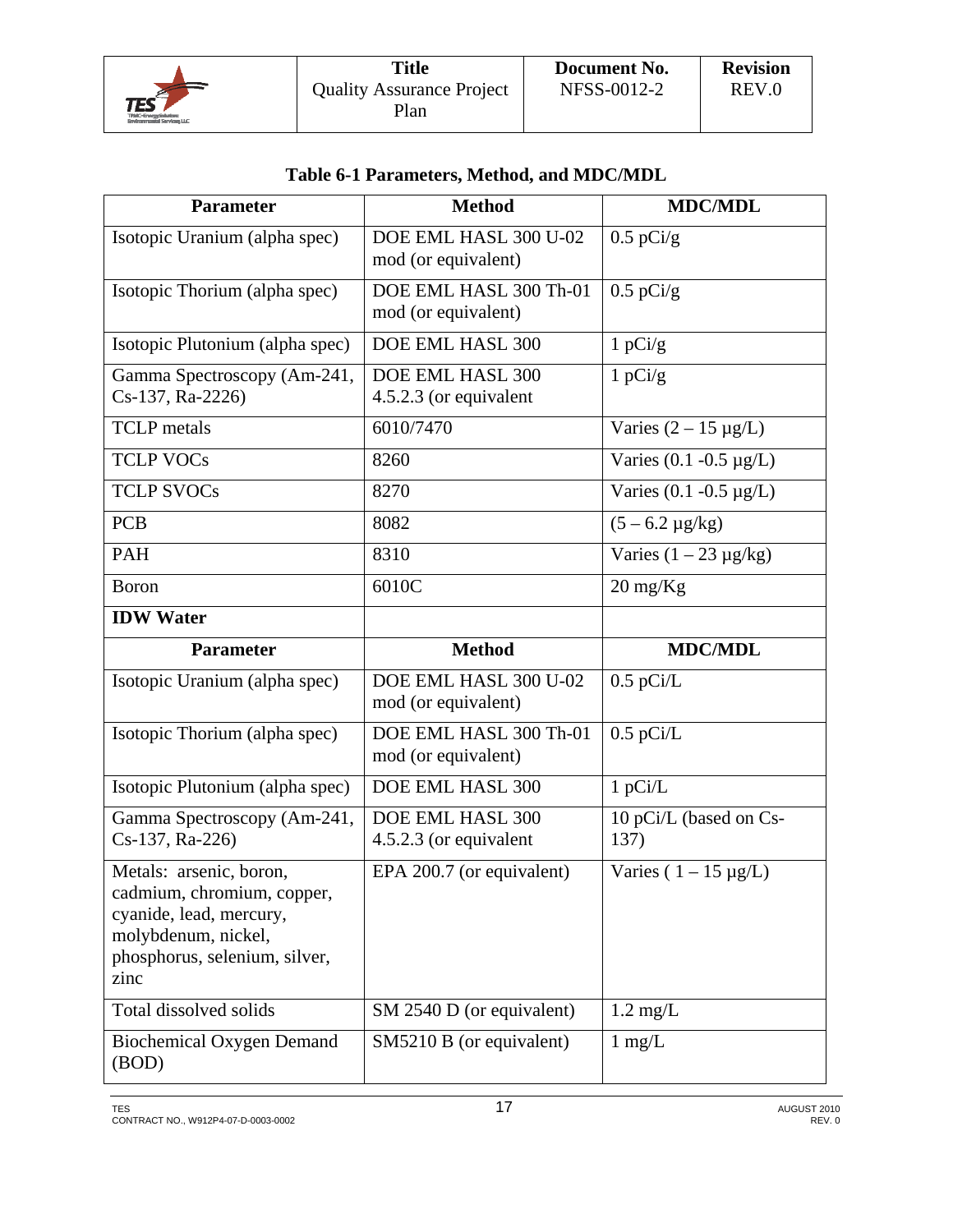### Table 6-1 Parameters, Method, and MDC/MDL

| Parameter | Method | MDC/MDL |
|---|---|---|
| Isotopic Uranium (alpha spec) | DOE EML HASL 300 U-02 mod (or equivalent) | 0.5 pCi/g |
| Isotopic Thorium (alpha spec) | DOE EML HASL 300 Th-01 mod (or equivalent) | 0.5 pCi/g |
| Isotopic Plutonium (alpha spec) | DOE EML HASL 300 | 1 pCi/g |
| Gamma Spectroscopy (Am-241, Cs-137, Ra-2226) | DOE EML HASL 300 4.5.2.3 (or equivalent | 1 pCi/g |
| TCLP metals | 6010/7470 | Varies (2 – 15 µg/L) |
| TCLP VOCs | 8260 | Varies (0.1 -0.5 µg/L) |
| TCLP SVOCs | 8270 | Varies (0.1 -0.5 µg/L) |
| PCB | 8082 | (5 – 6.2 µg/kg) |
| PAH | 8310 | Varies (1 – 23 µg/kg) |
| Boron | 6010C | 20 mg/Kg |
| **IDW Water** | | |
| **Parameter** | **Method** | **MDC/MDL** |
| Isotopic Uranium (alpha spec) | DOE EML HASL 300 U-02 mod (or equivalent) | 0.5 pCi/L |
| Isotopic Thorium (alpha spec) | DOE EML HASL 300 Th-01 mod (or equivalent) | 0.5 pCi/L |
| Isotopic Plutonium (alpha spec) | DOE EML HASL 300 | 1 pCi/L |
| Gamma Spectroscopy (Am-241, Cs-137, Ra-226) | DOE EML HASL 300 4.5.2.3 (or equivalent | 10 pCi/L (based on Cs-137) |
| Metals: arsenic, boron, cadmium, chromium, copper, cyanide, lead, mercury, molybdenum, nickel, phosphorus, selenium, silver, zinc | EPA 200.7 (or equivalent) | Varies ( 1 – 15 µg/L) |
| Total dissolved solids | SM 2540 D (or equivalent) | 1.2 mg/L |
| Biochemical Oxygen Demand (BOD) | SM5210 B (or equivalent) | 1 mg/L |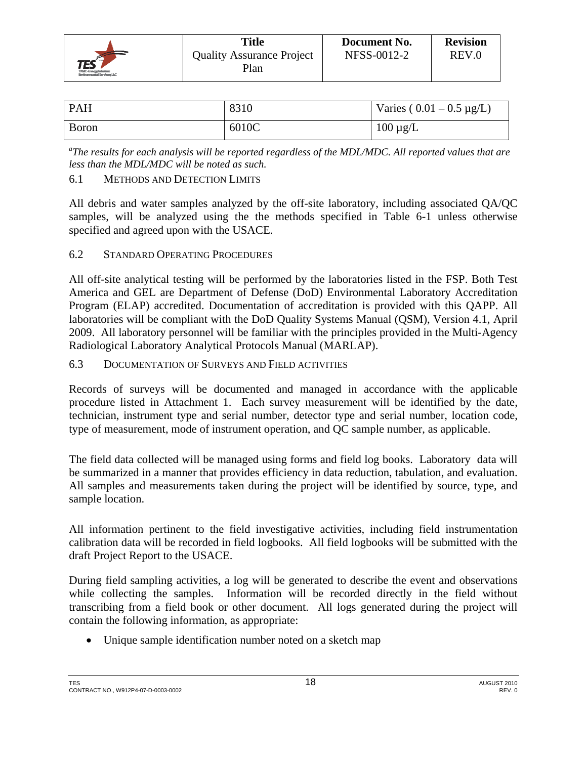| PAH | 8310 | Varies ( 0.01 – 0.5 μg/L) |
|---|---|---|
| Boron | 6010C | 100 μg/L |

[a]*The results for each analysis will be reported regardless of the MDL/MDC. All reported values that are less than the MDL/MDC will be noted as such.*

### 6.1 METHODS AND DETECTION LIMITS

All debris and water samples analyzed by the off-site laboratory, including associated QA/QC samples, will be analyzed using the the methods specified in Table 6-1 unless otherwise specified and agreed upon with the USACE.

### 6.2 STANDARD OPERATING PROCEDURES

All off-site analytical testing will be performed by the laboratories listed in the FSP. Both Test America and GEL are Department of Defense (DoD) Environmental Laboratory Accreditation Program (ELAP) accredited. Documentation of accreditation is provided with this QAPP. All laboratories will be compliant with the DoD Quality Systems Manual (QSM), Version 4.1, April 2009. All laboratory personnel will be familiar with the principles provided in the Multi-Agency Radiological Laboratory Analytical Protocols Manual (MARLAP).

### 6.3 DOCUMENTATION OF SURVEYS AND FIELD ACTIVITIES

Records of surveys will be documented and managed in accordance with the applicable procedure listed in Attachment 1. Each survey measurement will be identified by the date, technician, instrument type and serial number, detector type and serial number, location code, type of measurement, mode of instrument operation, and QC sample number, as applicable.

The field data collected will be managed using forms and field log books. Laboratory data will be summarized in a manner that provides efficiency in data reduction, tabulation, and evaluation. All samples and measurements taken during the project will be identified by source, type, and sample location.

All information pertinent to the field investigative activities, including field instrumentation calibration data will be recorded in field logbooks. All field logbooks will be submitted with the draft Project Report to the USACE.

During field sampling activities, a log will be generated to describe the event and observations while collecting the samples. Information will be recorded directly in the field without transcribing from a field book or other document. All logs generated during the project will contain the following information, as appropriate:

- Unique sample identification number noted on a sketch map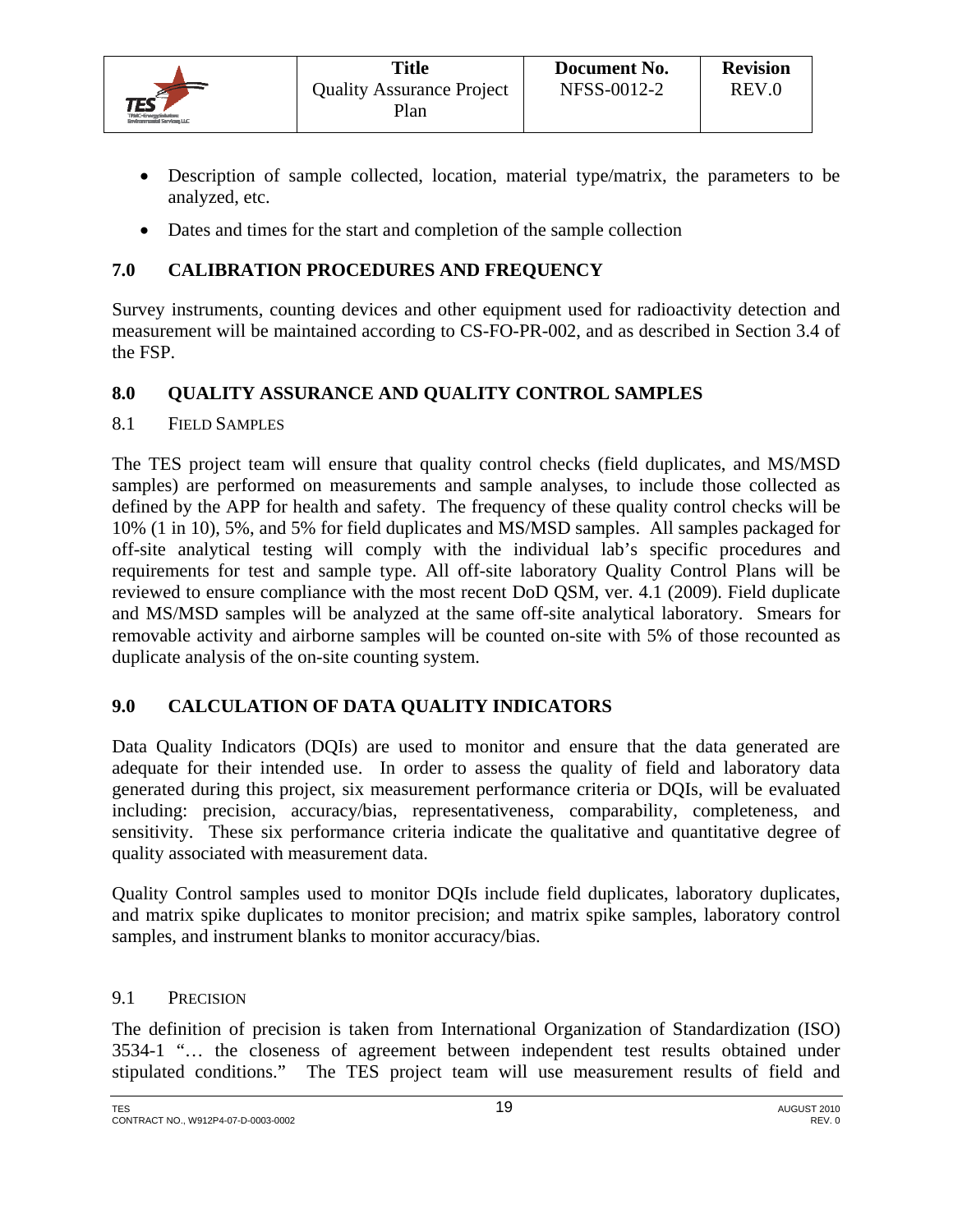- Description of sample collected, location, material type/matrix, the parameters to be analyzed, etc.
- Dates and times for the start and completion of the sample collection

## 7.0 CALIBRATION PROCEDURES AND FREQUENCY

Survey instruments, counting devices and other equipment used for radioactivity detection and measurement will be maintained according to CS-FO-PR-002, and as described in Section 3.4 of the FSP.

## 8.0 QUALITY ASSURANCE AND QUALITY CONTROL SAMPLES

### 8.1 FIELD SAMPLES

The TES project team will ensure that quality control checks (field duplicates, and MS/MSD samples) are performed on measurements and sample analyses, to include those collected as defined by the APP for health and safety. The frequency of these quality control checks will be 10% (1 in 10), 5%, and 5% for field duplicates and MS/MSD samples. All samples packaged for off-site analytical testing will comply with the individual lab's specific procedures and requirements for test and sample type. All off-site laboratory Quality Control Plans will be reviewed to ensure compliance with the most recent DoD QSM, ver. 4.1 (2009). Field duplicate and MS/MSD samples will be analyzed at the same off-site analytical laboratory. Smears for removable activity and airborne samples will be counted on-site with 5% of those recounted as duplicate analysis of the on-site counting system.

## 9.0 CALCULATION OF DATA QUALITY INDICATORS

Data Quality Indicators (DQIs) are used to monitor and ensure that the data generated are adequate for their intended use. In order to assess the quality of field and laboratory data generated during this project, six measurement performance criteria or DQIs, will be evaluated including: precision, accuracy/bias, representativeness, comparability, completeness, and sensitivity. These six performance criteria indicate the qualitative and quantitative degree of quality associated with measurement data.

Quality Control samples used to monitor DQIs include field duplicates, laboratory duplicates, and matrix spike duplicates to monitor precision; and matrix spike samples, laboratory control samples, and instrument blanks to monitor accuracy/bias.

### 9.1 PRECISION

The definition of precision is taken from International Organization of Standardization (ISO) 3534-1 "… the closeness of agreement between independent test results obtained under stipulated conditions." The TES project team will use measurement results of field and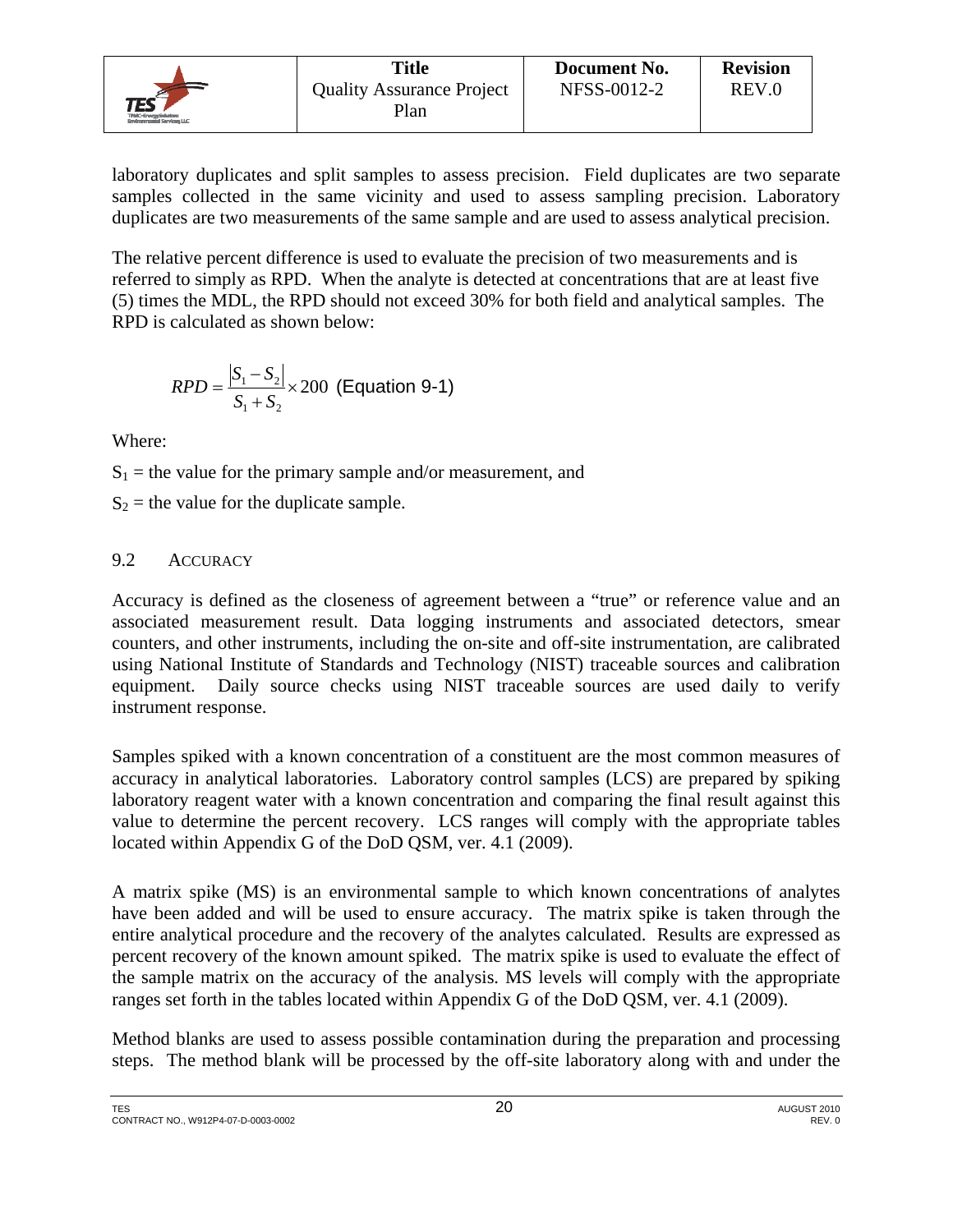laboratory duplicates and split samples to assess precision. Field duplicates are two separate samples collected in the same vicinity and used to assess sampling precision. Laboratory duplicates are two measurements of the same sample and are used to assess analytical precision.

The relative percent difference is used to evaluate the precision of two measurements and is referred to simply as RPD. When the analyte is detected at concentrations that are at least five (5) times the MDL, the RPD should not exceed 30% for both field and analytical samples. The RPD is calculated as shown below:

$$RPD = \frac{|S_1 - S_2|}{S_1 + S_2} \times 200 \quad \text{(Equation 9-1)}$$

Where:

$S_1$ = the value for the primary sample and/or measurement, and

$S_2$ = the value for the duplicate sample.

### 9.2 Accuracy

Accuracy is defined as the closeness of agreement between a "true" or reference value and an associated measurement result. Data logging instruments and associated detectors, smear counters, and other instruments, including the on-site and off-site instrumentation, are calibrated using National Institute of Standards and Technology (NIST) traceable sources and calibration equipment. Daily source checks using NIST traceable sources are used daily to verify instrument response.

Samples spiked with a known concentration of a constituent are the most common measures of accuracy in analytical laboratories. Laboratory control samples (LCS) are prepared by spiking laboratory reagent water with a known concentration and comparing the final result against this value to determine the percent recovery. LCS ranges will comply with the appropriate tables located within Appendix G of the DoD QSM, ver. 4.1 (2009).

A matrix spike (MS) is an environmental sample to which known concentrations of analytes have been added and will be used to ensure accuracy. The matrix spike is taken through the entire analytical procedure and the recovery of the analytes calculated. Results are expressed as percent recovery of the known amount spiked. The matrix spike is used to evaluate the effect of the sample matrix on the accuracy of the analysis. MS levels will comply with the appropriate ranges set forth in the tables located within Appendix G of the DoD QSM, ver. 4.1 (2009).

Method blanks are used to assess possible contamination during the preparation and processing steps. The method blank will be processed by the off-site laboratory along with and under the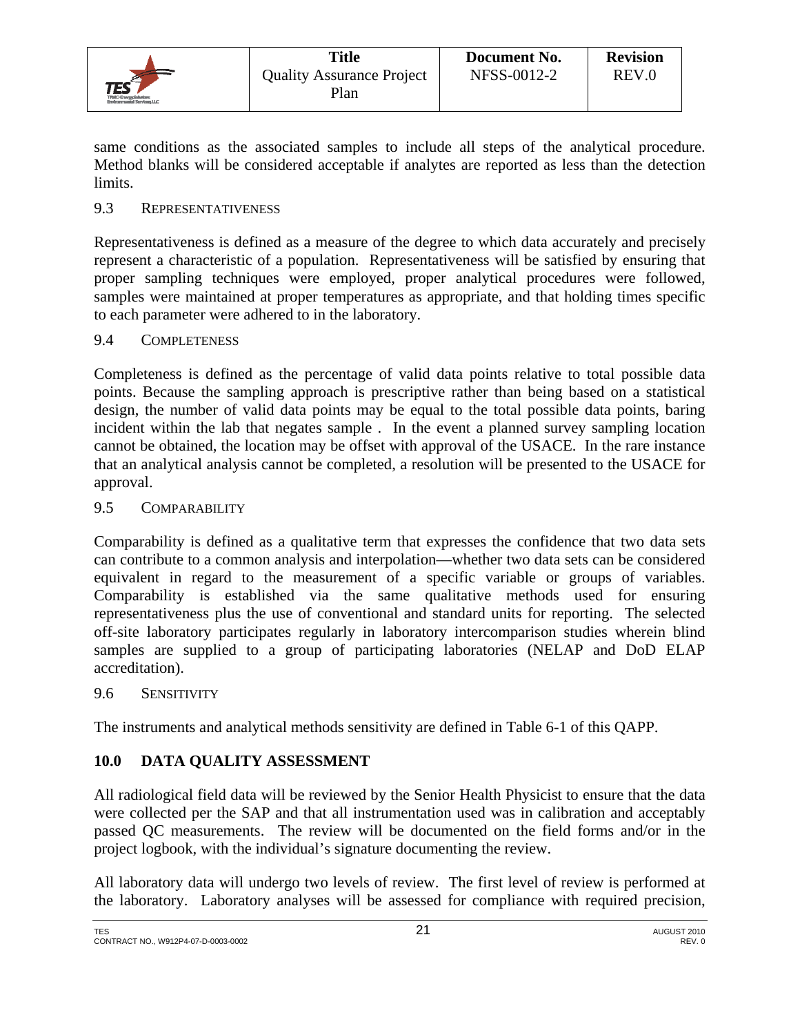same conditions as the associated samples to include all steps of the analytical procedure. Method blanks will be considered acceptable if analytes are reported as less than the detection limits.

### 9.3 Representativeness

Representativeness is defined as a measure of the degree to which data accurately and precisely represent a characteristic of a population. Representativeness will be satisfied by ensuring that proper sampling techniques were employed, proper analytical procedures were followed, samples were maintained at proper temperatures as appropriate, and that holding times specific to each parameter were adhered to in the laboratory.

### 9.4 Completeness

Completeness is defined as the percentage of valid data points relative to total possible data points. Because the sampling approach is prescriptive rather than being based on a statistical design, the number of valid data points may be equal to the total possible data points, baring incident within the lab that negates sample . In the event a planned survey sampling location cannot be obtained, the location may be offset with approval of the USACE. In the rare instance that an analytical analysis cannot be completed, a resolution will be presented to the USACE for approval.

### 9.5 Comparability

Comparability is defined as a qualitative term that expresses the confidence that two data sets can contribute to a common analysis and interpolation—whether two data sets can be considered equivalent in regard to the measurement of a specific variable or groups of variables. Comparability is established via the same qualitative methods used for ensuring representativeness plus the use of conventional and standard units for reporting. The selected off-site laboratory participates regularly in laboratory intercomparison studies wherein blind samples are supplied to a group of participating laboratories (NELAP and DoD ELAP accreditation).

### 9.6 Sensitivity

The instruments and analytical methods sensitivity are defined in Table 6-1 of this QAPP.

## 10.0 DATA QUALITY ASSESSMENT

All radiological field data will be reviewed by the Senior Health Physicist to ensure that the data were collected per the SAP and that all instrumentation used was in calibration and acceptably passed QC measurements. The review will be documented on the field forms and/or in the project logbook, with the individual's signature documenting the review.

All laboratory data will undergo two levels of review. The first level of review is performed at the laboratory. Laboratory analyses will be assessed for compliance with required precision,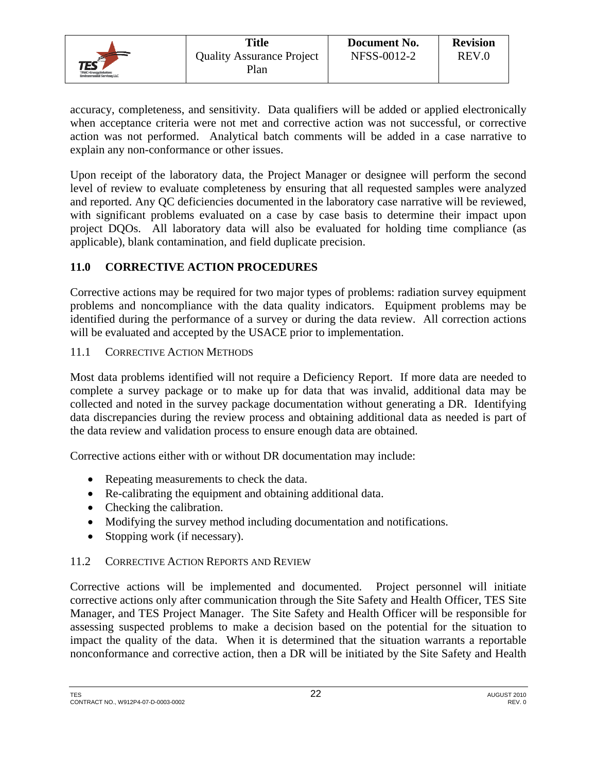accuracy, completeness, and sensitivity. Data qualifiers will be added or applied electronically when acceptance criteria were not met and corrective action was not successful, or corrective action was not performed. Analytical batch comments will be added in a case narrative to explain any non-conformance or other issues.

Upon receipt of the laboratory data, the Project Manager or designee will perform the second level of review to evaluate completeness by ensuring that all requested samples were analyzed and reported. Any QC deficiencies documented in the laboratory case narrative will be reviewed, with significant problems evaluated on a case by case basis to determine their impact upon project DQOs. All laboratory data will also be evaluated for holding time compliance (as applicable), blank contamination, and field duplicate precision.

## 11.0 CORRECTIVE ACTION PROCEDURES

Corrective actions may be required for two major types of problems: radiation survey equipment problems and noncompliance with the data quality indicators. Equipment problems may be identified during the performance of a survey or during the data review. All correction actions will be evaluated and accepted by the USACE prior to implementation.

### 11.1 Corrective Action Methods

Most data problems identified will not require a Deficiency Report. If more data are needed to complete a survey package or to make up for data that was invalid, additional data may be collected and noted in the survey package documentation without generating a DR. Identifying data discrepancies during the review process and obtaining additional data as needed is part of the data review and validation process to ensure enough data are obtained.

Corrective actions either with or without DR documentation may include:

- Repeating measurements to check the data.
- Re-calibrating the equipment and obtaining additional data.
- Checking the calibration.
- Modifying the survey method including documentation and notifications.
- Stopping work (if necessary).

### 11.2 Corrective Action Reports and Review

Corrective actions will be implemented and documented. Project personnel will initiate corrective actions only after communication through the Site Safety and Health Officer, TES Site Manager, and TES Project Manager. The Site Safety and Health Officer will be responsible for assessing suspected problems to make a decision based on the potential for the situation to impact the quality of the data. When it is determined that the situation warrants a reportable nonconformance and corrective action, then a DR will be initiated by the Site Safety and Health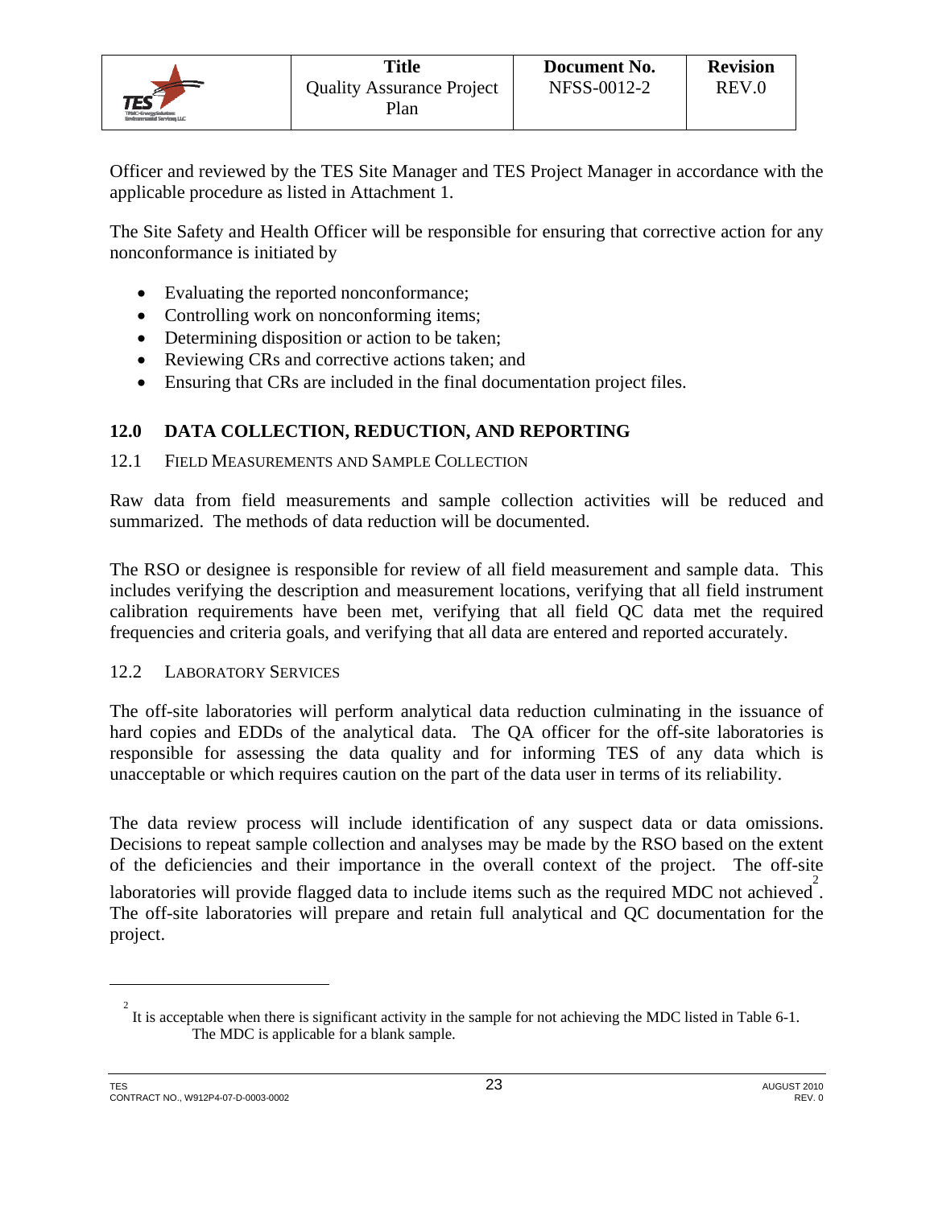Officer and reviewed by the TES Site Manager and TES Project Manager in accordance with the applicable procedure as listed in Attachment 1.

The Site Safety and Health Officer will be responsible for ensuring that corrective action for any nonconformance is initiated by

- Evaluating the reported nonconformance;
- Controlling work on nonconforming items;
- Determining disposition or action to be taken;
- Reviewing CRs and corrective actions taken; and
- Ensuring that CRs are included in the final documentation project files.

## 12.0 DATA COLLECTION, REDUCTION, AND REPORTING

### 12.1 FIELD MEASUREMENTS AND SAMPLE COLLECTION

Raw data from field measurements and sample collection activities will be reduced and summarized. The methods of data reduction will be documented.

The RSO or designee is responsible for review of all field measurement and sample data. This includes verifying the description and measurement locations, verifying that all field instrument calibration requirements have been met, verifying that all field QC data met the required frequencies and criteria goals, and verifying that all data are entered and reported accurately.

### 12.2 LABORATORY SERVICES

The off-site laboratories will perform analytical data reduction culminating in the issuance of hard copies and EDDs of the analytical data. The QA officer for the off-site laboratories is responsible for assessing the data quality and for informing TES of any data which is unacceptable or which requires caution on the part of the data user in terms of its reliability.

The data review process will include identification of any suspect data or data omissions. Decisions to repeat sample collection and analyses may be made by the RSO based on the extent of the deficiencies and their importance in the overall context of the project. The off-site laboratories will provide flagged data to include items such as the required MDC not achieved[2]. The off-site laboratories will prepare and retain full analytical and QC documentation for the project.

---

[2] It is acceptable when there is significant activity in the sample for not achieving the MDC listed in Table 6-1. The MDC is applicable for a blank sample.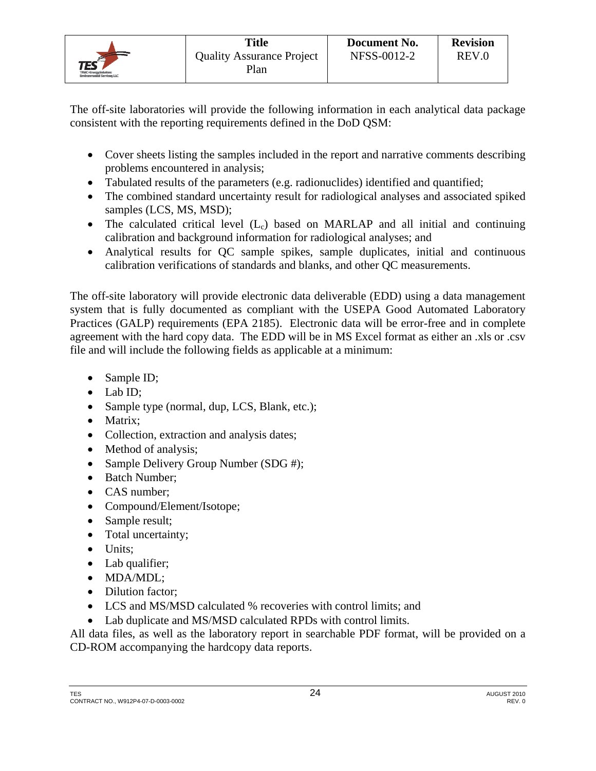The off-site laboratories will provide the following information in each analytical data package consistent with the reporting requirements defined in the DoD QSM:

- Cover sheets listing the samples included in the report and narrative comments describing problems encountered in analysis;
- Tabulated results of the parameters (e.g. radionuclides) identified and quantified;
- The combined standard uncertainty result for radiological analyses and associated spiked samples (LCS, MS, MSD);
- The calculated critical level ($L_c$) based on MARLAP and all initial and continuing calibration and background information for radiological analyses; and
- Analytical results for QC sample spikes, sample duplicates, initial and continuous calibration verifications of standards and blanks, and other QC measurements.

The off-site laboratory will provide electronic data deliverable (EDD) using a data management system that is fully documented as compliant with the USEPA Good Automated Laboratory Practices (GALP) requirements (EPA 2185). Electronic data will be error-free and in complete agreement with the hard copy data. The EDD will be in MS Excel format as either an .xls or .csv file and will include the following fields as applicable at a minimum:

- Sample ID;
- Lab ID;
- Sample type (normal, dup, LCS, Blank, etc.);
- Matrix;
- Collection, extraction and analysis dates;
- Method of analysis;
- Sample Delivery Group Number (SDG #);
- Batch Number;
- CAS number;
- Compound/Element/Isotope;
- Sample result;
- Total uncertainty;
- Units;
- Lab qualifier;
- MDA/MDL;
- Dilution factor;
- LCS and MS/MSD calculated % recoveries with control limits; and
- Lab duplicate and MS/MSD calculated RPDs with control limits.

All data files, as well as the laboratory report in searchable PDF format, will be provided on a CD-ROM accompanying the hardcopy data reports.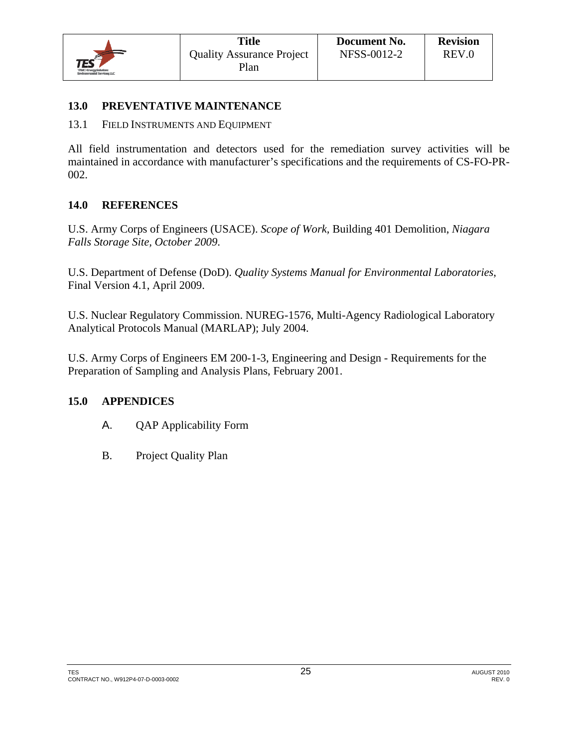## 13.0 PREVENTATIVE MAINTENANCE

### 13.1 FIELD INSTRUMENTS AND EQUIPMENT

All field instrumentation and detectors used for the remediation survey activities will be maintained in accordance with manufacturer's specifications and the requirements of CS-FO-PR-002.

## 14.0 REFERENCES

U.S. Army Corps of Engineers (USACE). *Scope of Work*, Building 401 Demolition, *Niagara Falls Storage Site, October 2009*.

U.S. Department of Defense (DoD). *Quality Systems Manual for Environmental Laboratories*, Final Version 4.1, April 2009.

U.S. Nuclear Regulatory Commission. NUREG-1576, Multi-Agency Radiological Laboratory Analytical Protocols Manual (MARLAP); July 2004.

U.S. Army Corps of Engineers EM 200-1-3, Engineering and Design - Requirements for the Preparation of Sampling and Analysis Plans, February 2001.

## 15.0 APPENDICES

A. QAP Applicability Form

B. Project Quality Plan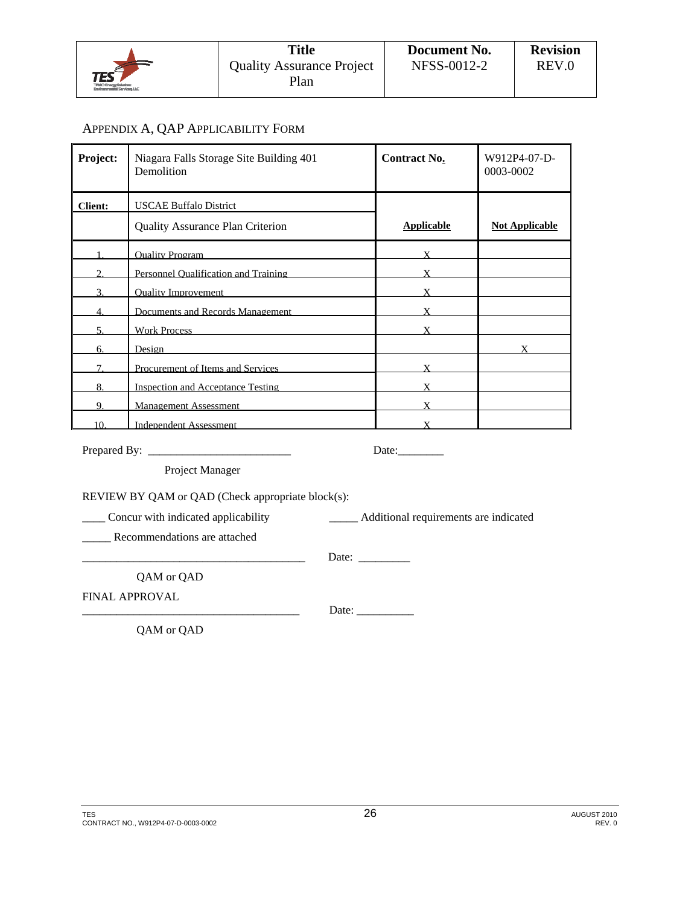## APPENDIX A, QAP APPLICABILITY FORM

| **Project:** | Niagara Falls Storage Site Building 401 Demolition | **Contract No.** | W912P4-07-D-0003-0002 |
|---|---|---|---|
| **Client:** | USCAE Buffalo District | | |
| | Quality Assurance Plan Criterion | **Applicable** | **Not Applicable** |
| 1. | Quality Program | X | |
| 2. | Personnel Qualification and Training | X | |
| 3. | Quality Improvement | X | |
| 4. | Documents and Records Management | X | |
| 5. | Work Process | X | |
| 6. | Design | | X |
| 7. | Procurement of Items and Services | X | |
| 8. | Inspection and Acceptance Testing | X | |
| 9. | Management Assessment | X | |
| 10. | Independent Assessment | X | |

Prepared By: _________________________ Date:________

Project Manager

REVIEW BY QAM or QAD (Check appropriate block(s):

____ Concur with indicated applicability _____ Additional requirements are indicated

_____ Recommendations are attached

_______________________________________ Date: _________

QAM or QAD

FINAL APPROVAL

______________________________________ Date: __________

QAM or QAD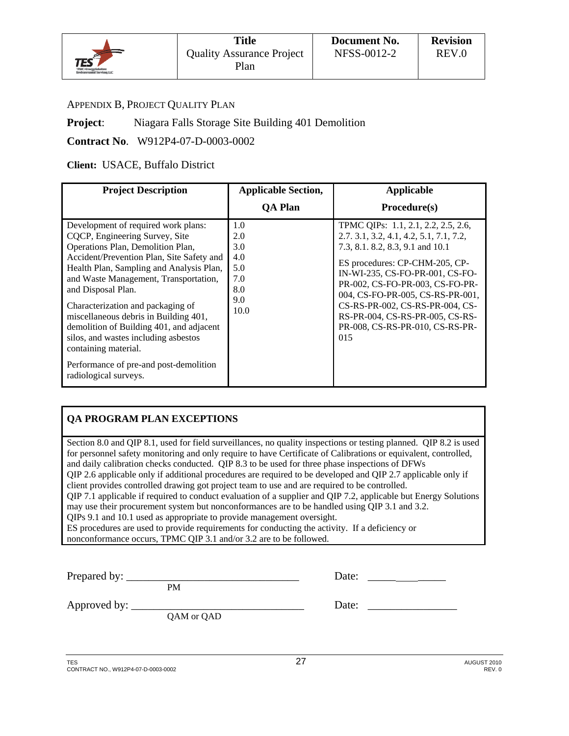APPENDIX B, PROJECT QUALITY PLAN

**Project**: Niagara Falls Storage Site Building 401 Demolition

**Contract No**. W912P4-07-D-0003-0002

**Client:** USACE, Buffalo District

| Project Description | Applicable Section, QA Plan | Applicable Procedure(s) |
|---|---|---|
| Development of required work plans: CQCP, Engineering Survey, Site Operations Plan, Demolition Plan, Accident/Prevention Plan, Site Safety and Health Plan, Sampling and Analysis Plan, and Waste Management, Transportation, and Disposal Plan.<br><br>Characterization and packaging of miscellaneous debris in Building 401, demolition of Building 401, and adjacent silos, and wastes including asbestos containing material.<br><br>Performance of pre-and post-demolition radiological surveys. | 1.0<br>2.0<br>3.0<br>4.0<br>5.0<br>7.0<br>8.0<br>9.0<br>10.0 | TPMC QIPs: 1.1, 2.1, 2.2, 2.5, 2.6, 2.7. 3.1, 3.2, 4.1, 4.2, 5.1, 7.1, 7.2, 7.3, 8.1. 8.2, 8.3, 9.1 and 10.1<br><br>ES procedures: CP-CHM-205, CP-IN-WI-235, CS-FO-PR-001, CS-FO-PR-002, CS-FO-PR-003, CS-FO-PR-004, CS-FO-PR-005, CS-RS-PR-001, CS-RS-PR-002, CS-RS-PR-004, CS-RS-PR-004, CS-RS-PR-005, CS-RS-PR-008, CS-RS-PR-010, CS-RS-PR-015 |

**QA PROGRAM PLAN EXCEPTIONS**

Section 8.0 and QIP 8.1, used for field surveillances, no quality inspections or testing planned. QIP 8.2 is used for personnel safety monitoring and only require to have Certificate of Calibrations or equivalent, controlled, and daily calibration checks conducted. QIP 8.3 to be used for three phase inspections of DFWs
QIP 2.6 applicable only if additional procedures are required to be developed and QIP 2.7 applicable only if client provides controlled drawing got project team to use and are required to be controlled.
QIP 7.1 applicable if required to conduct evaluation of a supplier and QIP 7.2, applicable but Energy Solutions may use their procurement system but nonconformances are to be handled using QIP 3.1 and 3.2.
QIPs 9.1 and 10.1 used as appropriate to provide management oversight.
ES procedures are used to provide requirements for conducting the activity. If a deficiency or nonconformance occurs, TPMC QIP 3.1 and/or 3.2 are to be followed.

Prepared by: ______________________________ Date: ______________
PM

Approved by: ______________________________ Date: ______________
QAM or QAD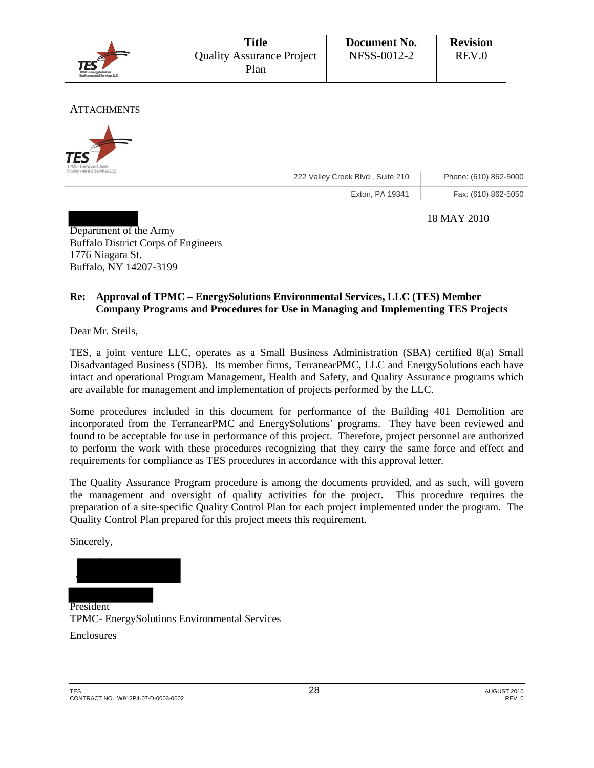ATTACHMENTS

TES
TPMC-EnergySolutions Environmental Services LLC

222 Valley Creek Blvd., Suite 210 | Phone: (610) 862-5000
Exton, PA 19341 | Fax: (610) 862-5050

18 MAY 2010

Department of the Army
Buffalo District Corps of Engineers
1776 Niagara St.
Buffalo, NY 14207-3199

**Re: Approval of TPMC – EnergySolutions Environmental Services, LLC (TES) Member Company Programs and Procedures for Use in Managing and Implementing TES Projects**

Dear Mr. Steils,

TES, a joint venture LLC, operates as a Small Business Administration (SBA) certified 8(a) Small Disadvantaged Business (SDB). Its member firms, TerranearPMC, LLC and EnergySolutions each have intact and operational Program Management, Health and Safety, and Quality Assurance programs which are available for management and implementation of projects performed by the LLC.

Some procedures included in this document for performance of the Building 401 Demolition are incorporated from the TerranearPMC and EnergySolutions' programs. They have been reviewed and found to be acceptable for use in performance of this project. Therefore, project personnel are authorized to perform the work with these procedures recognizing that they carry the same force and effect and requirements for compliance as TES procedures in accordance with this approval letter.

The Quality Assurance Program procedure is among the documents provided, and as such, will govern the management and oversight of quality activities for the project. This procedure requires the preparation of a site-specific Quality Control Plan for each project implemented under the program. The Quality Control Plan prepared for this project meets this requirement.

Sincerely,

President
TPMC- EnergySolutions Environmental Services

Enclosures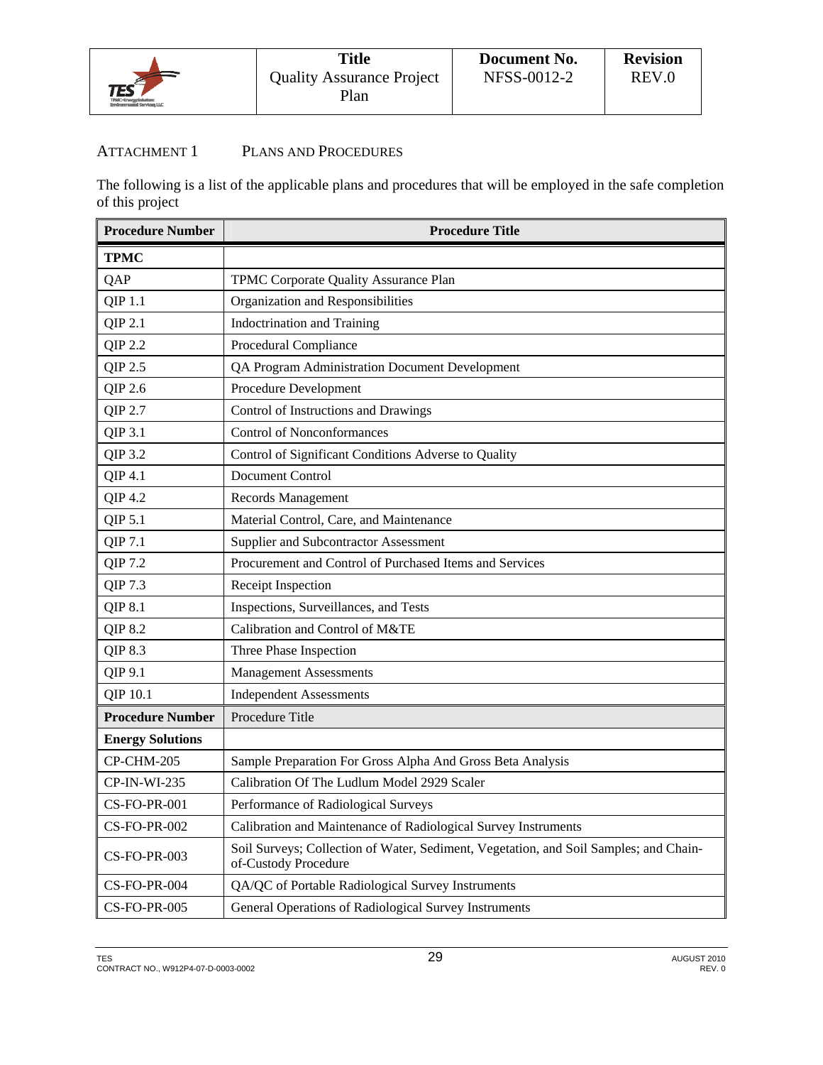## ATTACHMENT 1 PLANS AND PROCEDURES

The following is a list of the applicable plans and procedures that will be employed in the safe completion of this project

| Procedure Number | Procedure Title |
|---|---|
| **TPMC** | |
| QAP | TPMC Corporate Quality Assurance Plan |
| QIP 1.1 | Organization and Responsibilities |
| QIP 2.1 | Indoctrination and Training |
| QIP 2.2 | Procedural Compliance |
| QIP 2.5 | QA Program Administration Document Development |
| QIP 2.6 | Procedure Development |
| QIP 2.7 | Control of Instructions and Drawings |
| QIP 3.1 | Control of Nonconformances |
| QIP 3.2 | Control of Significant Conditions Adverse to Quality |
| QIP 4.1 | Document Control |
| QIP 4.2 | Records Management |
| QIP 5.1 | Material Control, Care, and Maintenance |
| QIP 7.1 | Supplier and Subcontractor Assessment |
| QIP 7.2 | Procurement and Control of Purchased Items and Services |
| QIP 7.3 | Receipt Inspection |
| QIP 8.1 | Inspections, Surveillances, and Tests |
| QIP 8.2 | Calibration and Control of M&TE |
| QIP 8.3 | Three Phase Inspection |
| QIP 9.1 | Management Assessments |
| QIP 10.1 | Independent Assessments |
| **Procedure Number** | Procedure Title |
| **Energy Solutions** | |
| CP-CHM-205 | Sample Preparation For Gross Alpha And Gross Beta Analysis |
| CP-IN-WI-235 | Calibration Of The Ludlum Model 2929 Scaler |
| CS-FO-PR-001 | Performance of Radiological Surveys |
| CS-FO-PR-002 | Calibration and Maintenance of Radiological Survey Instruments |
| CS-FO-PR-003 | Soil Surveys; Collection of Water, Sediment, Vegetation, and Soil Samples; and Chain-of-Custody Procedure |
| CS-FO-PR-004 | QA/QC of Portable Radiological Survey Instruments |
| CS-FO-PR-005 | General Operations of Radiological Survey Instruments |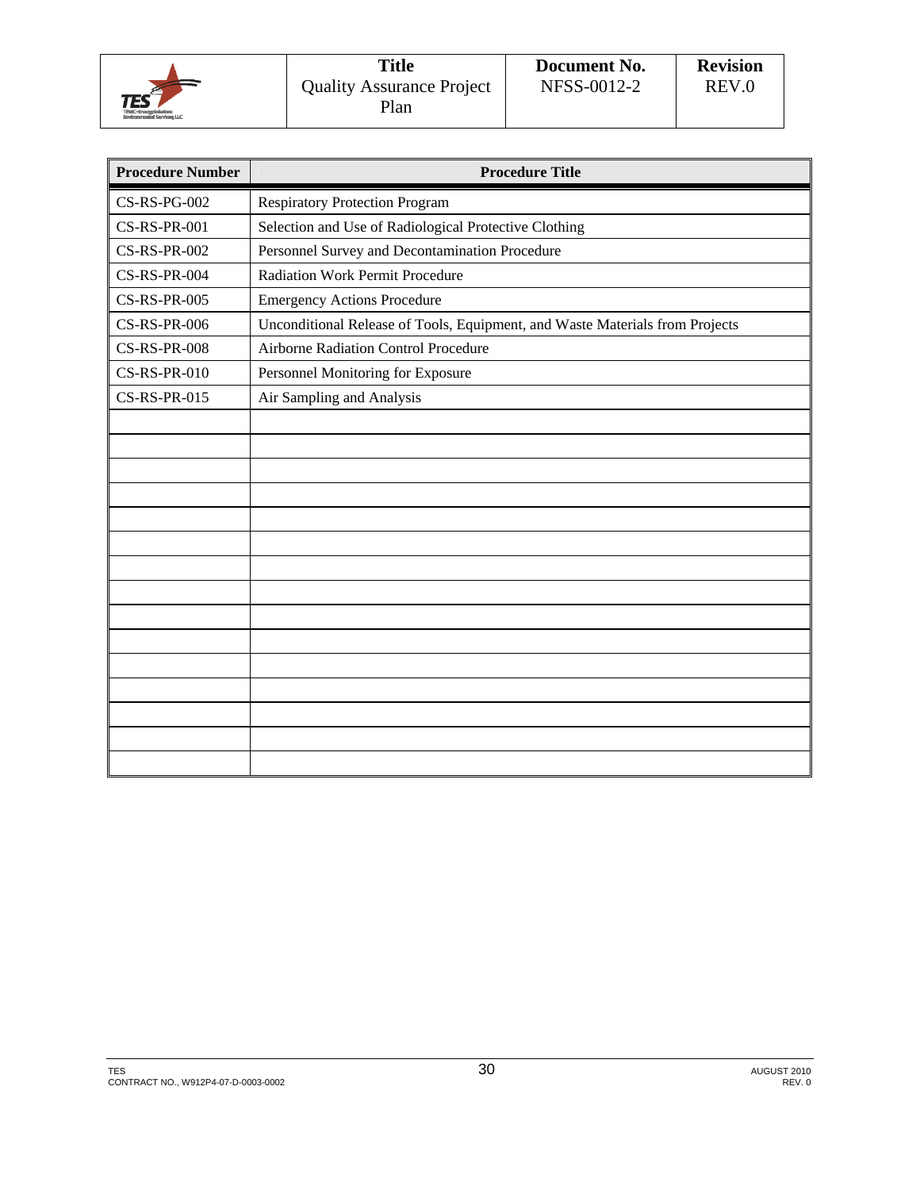| Procedure Number | Procedure Title |
|---|---|
| CS-RS-PG-002 | Respiratory Protection Program |
| CS-RS-PR-001 | Selection and Use of Radiological Protective Clothing |
| CS-RS-PR-002 | Personnel Survey and Decontamination Procedure |
| CS-RS-PR-004 | Radiation Work Permit Procedure |
| CS-RS-PR-005 | Emergency Actions Procedure |
| CS-RS-PR-006 | Unconditional Release of Tools, Equipment, and Waste Materials from Projects |
| CS-RS-PR-008 | Airborne Radiation Control Procedure |
| CS-RS-PR-010 | Personnel Monitoring for Exposure |
| CS-RS-PR-015 | Air Sampling and Analysis |
| | |
| | |
| | |
| | |
| | |
| | |
| | |
| | |
| | |
| | |
| | |
| | |
| | |
| | |
| | |